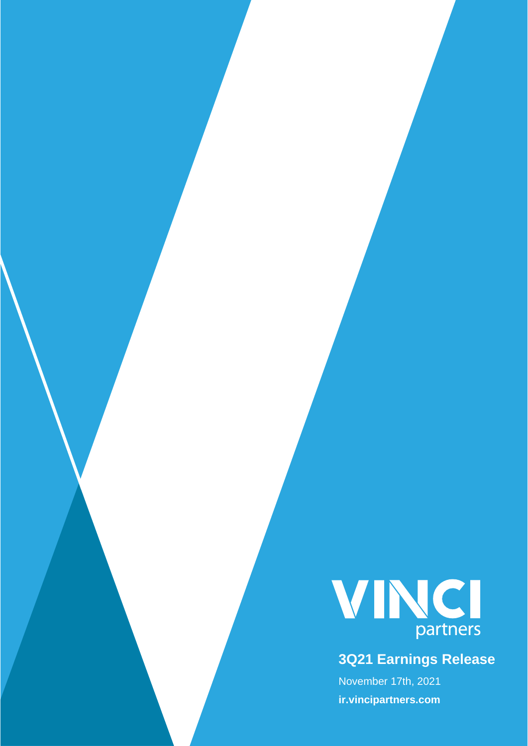VINCI partners

# 3Q21 Earnings Release

November 17th, 2021

**ir.vincipartners.com**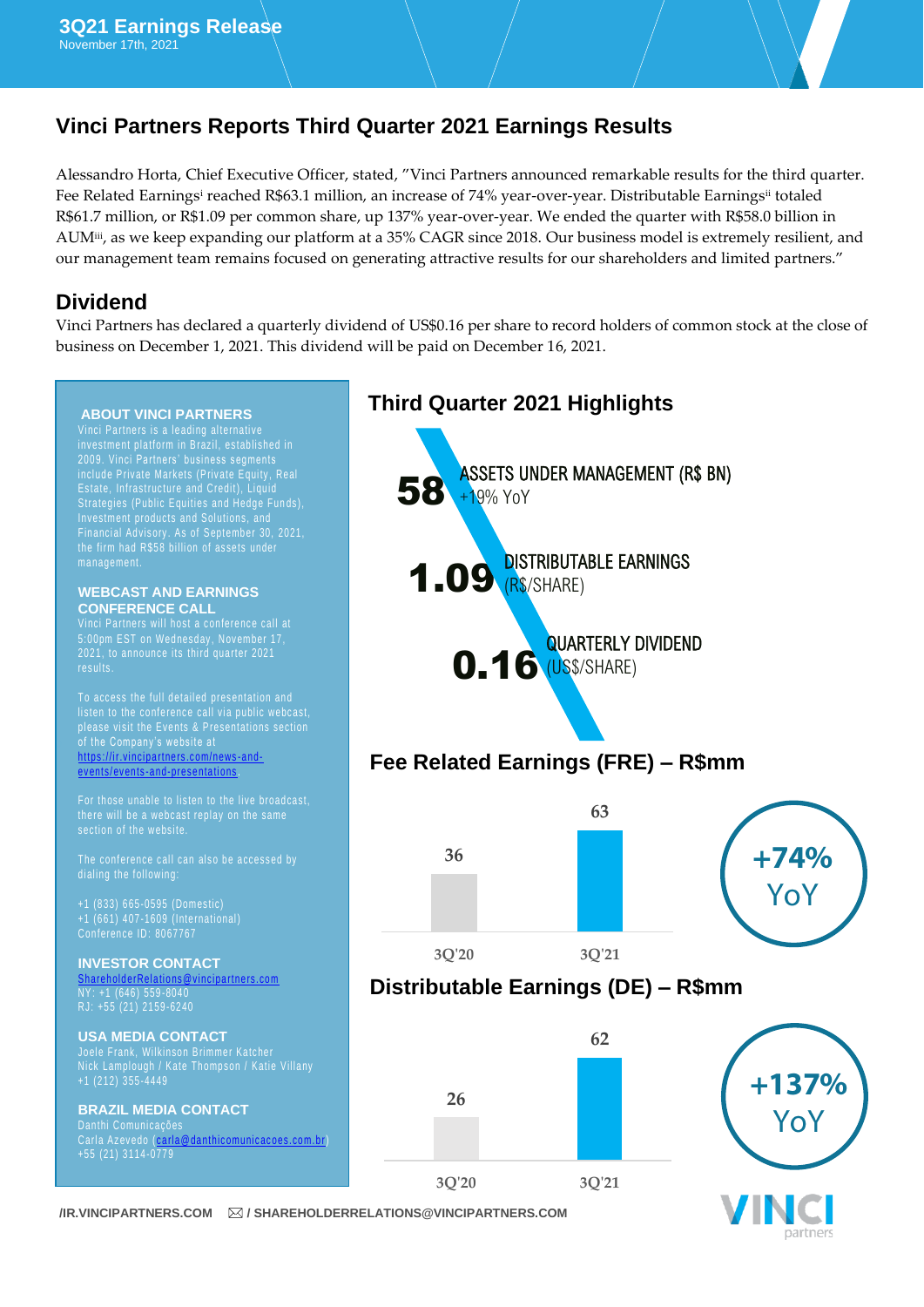# Vinci Partners Reports Third Quarter 2021 Earnings Results

Alessandro Horta, Chief Executive Officer, stated, "Vinci Partners announced remarkable results for the third quarter. Fee Related Earnings[i] reached R$63.1 million, an increase of 74% year-over-year. Distributable Earnings[ii] totaled R$61.7 million, or R$1.09 per common share, up 137% year-over-year. We ended the quarter with R$58.0 billion in AUM[iii], as we keep expanding our platform at a 35% CAGR since 2018. Our business model is extremely resilient, and our management team remains focused on generating attractive results for our shareholders and limited partners."

## Dividend

Vinci Partners has declared a quarterly dividend of US$0.16 per share to record holders of common stock at the close of business on December 1, 2021. This dividend will be paid on December 16, 2021.

### ABOUT VINCI PARTNERS

Vinci Partners is a leading alternative investment platform in Brazil, established in 2009. Vinci Partners' business segments include Private Markets (Private Equity, Real Estate, Infrastructure and Credit), Liquid Strategies (Public Equities and Hedge Funds), Investment products and Solutions, and Financial Advisory. As of September 30, 2021, the firm had R$58 billion of assets under management.

### WEBCAST AND EARNINGS CONFERENCE CALL

Vinci Partners will host a conference call at 5:00pm EST on Wednesday, November 17, 2021, to announce its third quarter 2021 results.

To access the full detailed presentation and listen to the conference call via public webcast, please visit the Events & Presentations section of the Company's website at https://ir.vincipartners.com/news-and-events/events-and-presentations

For those unable to listen to the live broadcast, there will be a webcast replay on the same section of the website.

The conference call can also be accessed by dialing the following:

+1 (833) 665-0595 (Domestic)
+1 (661) 407-1609 (International)
Conference ID: 8067767

### INVESTOR CONTACT

ShareholderRelations@vincipartners.com
NY: +1 (646) 559-8040
RJ: +55 (21) 2159-6240

### USA MEDIA CONTACT

Joele Frank, Wilkinson Brimmer Katcher
Nick Lamplough / Kate Thompson / Katie Villany
+1 (212) 355-4449

### BRAZIL MEDIA CONTACT

Danthi Comunicações
Carla Azevedo (carla@danthicomunicacoes.com.br)
+55 (21) 3114-0779

## Third Quarter 2021 Highlights

**58** ASSETS UNDER MANAGEMENT (R$ BN) +19% YoY

**1.09** DISTRIBUTABLE EARNINGS (R$/SHARE)

**0.16** QUARTERLY DIVIDEND (US$/SHARE)

## Fee Related Earnings (FRE) – R$mm

| 3Q'20 | 3Q'21 |
|---|---|
| 36 | 63 |

+74% YoY

## Distributable Earnings (DE) – R$mm

| 3Q'20 | 3Q'21 |
|---|---|
| 26 | 62 |

+137% YoY

/IR.VINCIPARTNERS.COM / SHAREHOLDERRELATIONS@VINCIPARTNERS.COM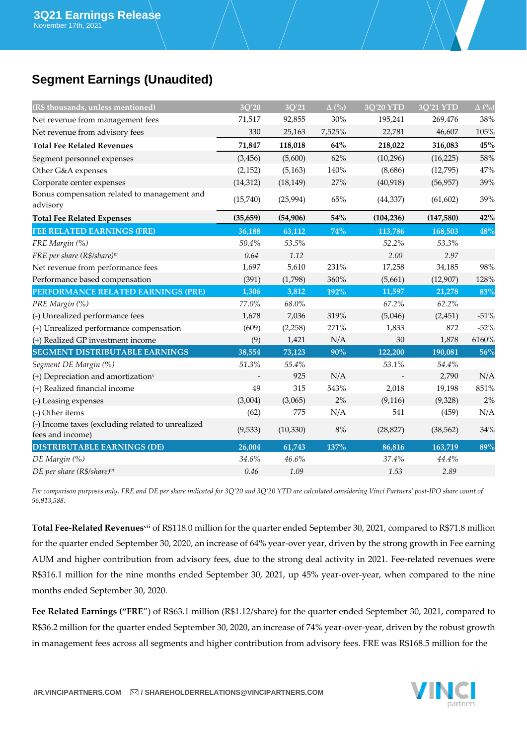## Segment Earnings (Unaudited)

| (R$ thousands, unless mentioned) | 3Q'20 | 3Q'21 | Δ (%) | 3Q'20 YTD | 3Q'21 YTD | Δ (%) |
|---|---|---|---|---|---|---|
| Net revenue from management fees | 71,517 | 92,855 | 30% | 195,241 | 269,476 | 38% |
| Net revenue from advisory fees | 330 | 25,163 | 7,525% | 22,781 | 46,607 | 105% |
| **Total Fee Related Revenues** | **71,847** | **118,018** | **64%** | **218,022** | **316,083** | **45%** |
| Segment personnel expenses | (3,456) | (5,600) | 62% | (10,296) | (16,225) | 58% |
| Other G&A expenses | (2,152) | (5,163) | 140% | (8,686) | (12,795) | 47% |
| Corporate center expenses | (14,312) | (18,149) | 27% | (40,918) | (56,957) | 39% |
| Bonus compensation related to management and advisory | (15,740) | (25,994) | 65% | (44,337) | (61,602) | 39% |
| **Total Fee Related Expenses** | **(35,659)** | **(54,906)** | **54%** | **(104,236)** | **(147,580)** | **42%** |
| **FEE RELATED EARNINGS (FRE)** | **36,188** | **63,112** | **74%** | **113,786** | **168,503** | **48%** |
| *FRE Margin (%)* | *50.4%* | *53.5%* | | *52.2%* | *53.3%* | |
| *FRE per share (R$/share)[iv]* | *0.64* | *1.12* | | *2.00* | *2.97* | |
| Net revenue from performance fees | 1,697 | 5,610 | 231% | 17,258 | 34,185 | 98% |
| Performance based compensation | (391) | (1,798) | 360% | (5,661) | (12,907) | 128% |
| **PERFORMANCE RELATED EARNINGS (PRE)** | **1,306** | **3,812** | **192%** | **11,597** | **21,278** | **83%** |
| *PRE Margin (%)* | *77.0%* | *68.0%* | | *67.2%* | *62.2%* | |
| (-) Unrealized performance fees | 1,678 | 7,036 | 319% | (5,046) | (2,451) | -51% |
| (+) Unrealized performance compensation | (609) | (2,258) | 271% | 1,833 | 872 | -52% |
| (+) Realized GP investment income | (9) | 1,421 | N/A | 30 | 1,878 | 6160% |
| **SEGMENT DISTRIBUTABLE EARNINGS** | **38,554** | **73,123** | **90%** | **122,200** | **190,081** | **56%** |
| *Segment DE Margin (%)* | *51.3%* | *55.4%* | | *53.1%* | *54.4%* | |
| (+) Depreciation and amortization[v] | - | 925 | N/A | - | 2,790 | N/A |
| (+) Realized financial income | 49 | 315 | 543% | 2,018 | 19,198 | 851% |
| (-) Leasing expenses | (3,004) | (3,065) | 2% | (9,116) | (9,328) | 2% |
| (-) Other items | (62) | 775 | N/A | 541 | (459) | N/A |
| (-) Income taxes (excluding related to unrealized fees and income) | (9,533) | (10,330) | 8% | (28,827) | (38,562) | 34% |
| **DISTRIBUTABLE EARNINGS (DE)** | **26,004** | **61,743** | **137%** | **86,816** | **163,719** | **89%** |
| *DE Margin (%)* | *34.6%* | *46.6%* | | *37.4%* | *44.4%* | |
| *DE per share (R$/share)[vi]* | *0.46* | *1.09* | | *1.53* | *2.89* | |

*For comparison purposes only, FRE and DE per share indicated for 3Q'20 and 3Q'20 YTD are calculated considering Vinci Partners' post-IPO share count of 56,913,588.*

**Total Fee-Related Revenues[vii]** of R$118.0 million for the quarter ended September 30, 2021, compared to R$71.8 million for the quarter ended September 30, 2020, an increase of 64% year-over year, driven by the strong growth in Fee earning AUM and higher contribution from advisory fees, due to the strong deal activity in 2021. Fee-related revenues were R$316.1 million for the nine months ended September 30, 2021, up 45% year-over-year, when compared to the nine months ended September 30, 2020.

**Fee Related Earnings ("FRE")** of R$63.1 million (R$1.12/share) for the quarter ended September 30, 2021, compared to R$36.2 million for the quarter ended September 30, 2020, an increase of 74% year-over-year, driven by the robust growth in management fees across all segments and higher contribution from advisory fees. FRE was R$168.5 million for the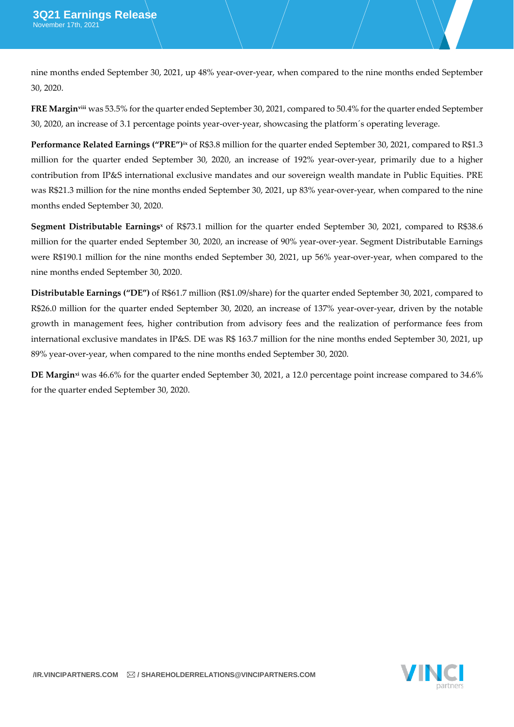nine months ended September 30, 2021, up 48% year-over-year, when compared to the nine months ended September 30, 2020.

**FRE Margin**[viii] was 53.5% for the quarter ended September 30, 2021, compared to 50.4% for the quarter ended September 30, 2020, an increase of 3.1 percentage points year-over-year, showcasing the platform´s operating leverage.

**Performance Related Earnings ("PRE")**[ix] of R$3.8 million for the quarter ended September 30, 2021, compared to R$1.3 million for the quarter ended September 30, 2020, an increase of 192% year-over-year, primarily due to a higher contribution from IP&S international exclusive mandates and our sovereign wealth mandate in Public Equities. PRE was R$21.3 million for the nine months ended September 30, 2021, up 83% year-over-year, when compared to the nine months ended September 30, 2020.

**Segment Distributable Earnings**[x] of R$73.1 million for the quarter ended September 30, 2021, compared to R$38.6 million for the quarter ended September 30, 2020, an increase of 90% year-over-year. Segment Distributable Earnings were R$190.1 million for the nine months ended September 30, 2021, up 56% year-over-year, when compared to the nine months ended September 30, 2020.

**Distributable Earnings ("DE")** of R$61.7 million (R$1.09/share) for the quarter ended September 30, 2021, compared to R$26.0 million for the quarter ended September 30, 2020, an increase of 137% year-over-year, driven by the notable growth in management fees, higher contribution from advisory fees and the realization of performance fees from international exclusive mandates in IP&S. DE was R$ 163.7 million for the nine months ended September 30, 2021, up 89% year-over-year, when compared to the nine months ended September 30, 2020.

**DE Margin**[xi] was 46.6% for the quarter ended September 30, 2021, a 12.0 percentage point increase compared to 34.6% for the quarter ended September 30, 2020.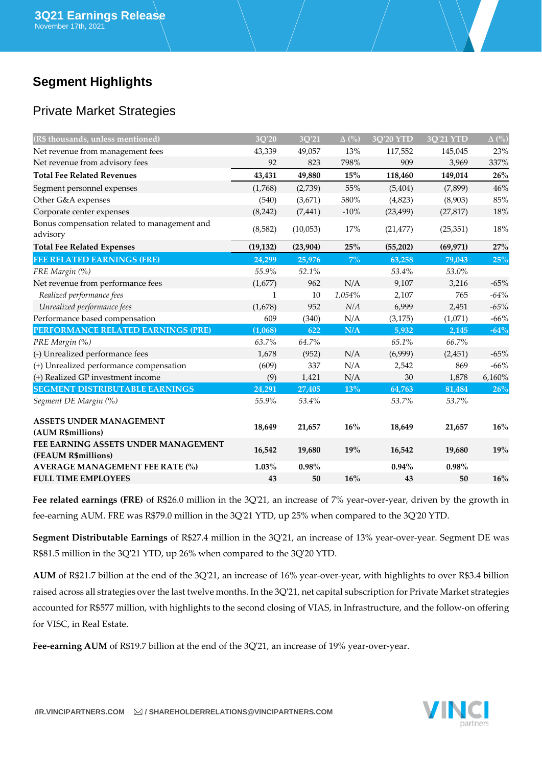## Segment Highlights

### Private Market Strategies

| (R$ thousands, unless mentioned) | 3Q'20 | 3Q'21 | Δ (%) | 3Q'20 YTD | 3Q'21 YTD | Δ (%) |
|---|---|---|---|---|---|---|
| Net revenue from management fees | 43,339 | 49,057 | 13% | 117,552 | 145,045 | 23% |
| Net revenue from advisory fees | 92 | 823 | 798% | 909 | 3,969 | 337% |
| **Total Fee Related Revenues** | **43,431** | **49,880** | **15%** | **118,460** | **149,014** | **26%** |
| Segment personnel expenses | (1,768) | (2,739) | 55% | (5,404) | (7,899) | 46% |
| Other G&A expenses | (540) | (3,671) | 580% | (4,823) | (8,903) | 85% |
| Corporate center expenses | (8,242) | (7,441) | -10% | (23,499) | (27,817) | 18% |
| Bonus compensation related to management and advisory | (8,582) | (10,053) | 17% | (21,477) | (25,351) | 18% |
| **Total Fee Related Expenses** | **(19,132)** | **(23,904)** | **25%** | **(55,202)** | **(69,971)** | **27%** |
| **FEE RELATED EARNINGS (FRE)** | **24,299** | **25,976** | **7%** | **63,258** | **79,043** | **25%** |
| *FRE Margin (%)* | *55.9%* | *52.1%* | | *53.4%* | *53.0%* | |
| Net revenue from performance fees | (1,677) | 962 | N/A | 9,107 | 3,216 | -65% |
| *Realized performance fees* | *1* | *10* | *1,054%* | *2,107* | *765* | *-64%* |
| *Unrealized performance fees* | *(1,678)* | *952* | *N/A* | *6,999* | *2,451* | *-65%* |
| Performance based compensation | 609 | (340) | N/A | (3,175) | (1,071) | -66% |
| **PERFORMANCE RELATED EARNINGS (PRE)** | **(1,068)** | **622** | **N/A** | **5,932** | **2,145** | **-64%** |
| *PRE Margin (%)* | *63.7%* | *64.7%* | | *65.1%* | *66.7%* | |
| (-) Unrealized performance fees | 1,678 | (952) | N/A | (6,999) | (2,451) | -65% |
| (+) Unrealized performance compensation | (609) | 337 | N/A | 2,542 | 869 | -66% |
| (+) Realized GP investment income | (9) | 1,421 | N/A | 30 | 1,878 | 6,160% |
| **SEGMENT DISTRIBUTABLE EARNINGS** | **24,291** | **27,405** | **13%** | **64,763** | **81,484** | **26%** |
| *Segment DE Margin (%)* | *55.9%* | *53.4%* | | *53.7%* | *53.7%* | |
| **ASSETS UNDER MANAGEMENT (AUM R$millions)** | **18,649** | **21,657** | **16%** | **18,649** | **21,657** | **16%** |
| **FEE EARNING ASSETS UNDER MANAGEMENT (FEAUM R$millions)** | **16,542** | **19,680** | **19%** | **16,542** | **19,680** | **19%** |
| **AVERAGE MANAGEMENT FEE RATE (%)** | **1.03%** | **0.98%** | | **0.94%** | **0.98%** | |
| **FULL TIME EMPLOYEES** | **43** | **50** | **16%** | **43** | **50** | **16%** |

**Fee related earnings (FRE)** of R$26.0 million in the 3Q'21, an increase of 7% year-over-year, driven by the growth in fee-earning AUM. FRE was R$79.0 million in the 3Q'21 YTD, up 25% when compared to the 3Q'20 YTD.

**Segment Distributable Earnings** of R$27.4 million in the 3Q'21, an increase of 13% year-over-year. Segment DE was R$81.5 million in the 3Q'21 YTD, up 26% when compared to the 3Q'20 YTD.

**AUM** of R$21.7 billion at the end of the 3Q'21, an increase of 16% year-over-year, with highlights to over R$3.4 billion raised across all strategies over the last twelve months. In the 3Q'21, net capital subscription for Private Market strategies accounted for R$577 million, with highlights to the second closing of VIAS, in Infrastructure, and the follow-on offering for VISC, in Real Estate.

**Fee-earning AUM** of R$19.7 billion at the end of the 3Q'21, an increase of 19% year-over-year.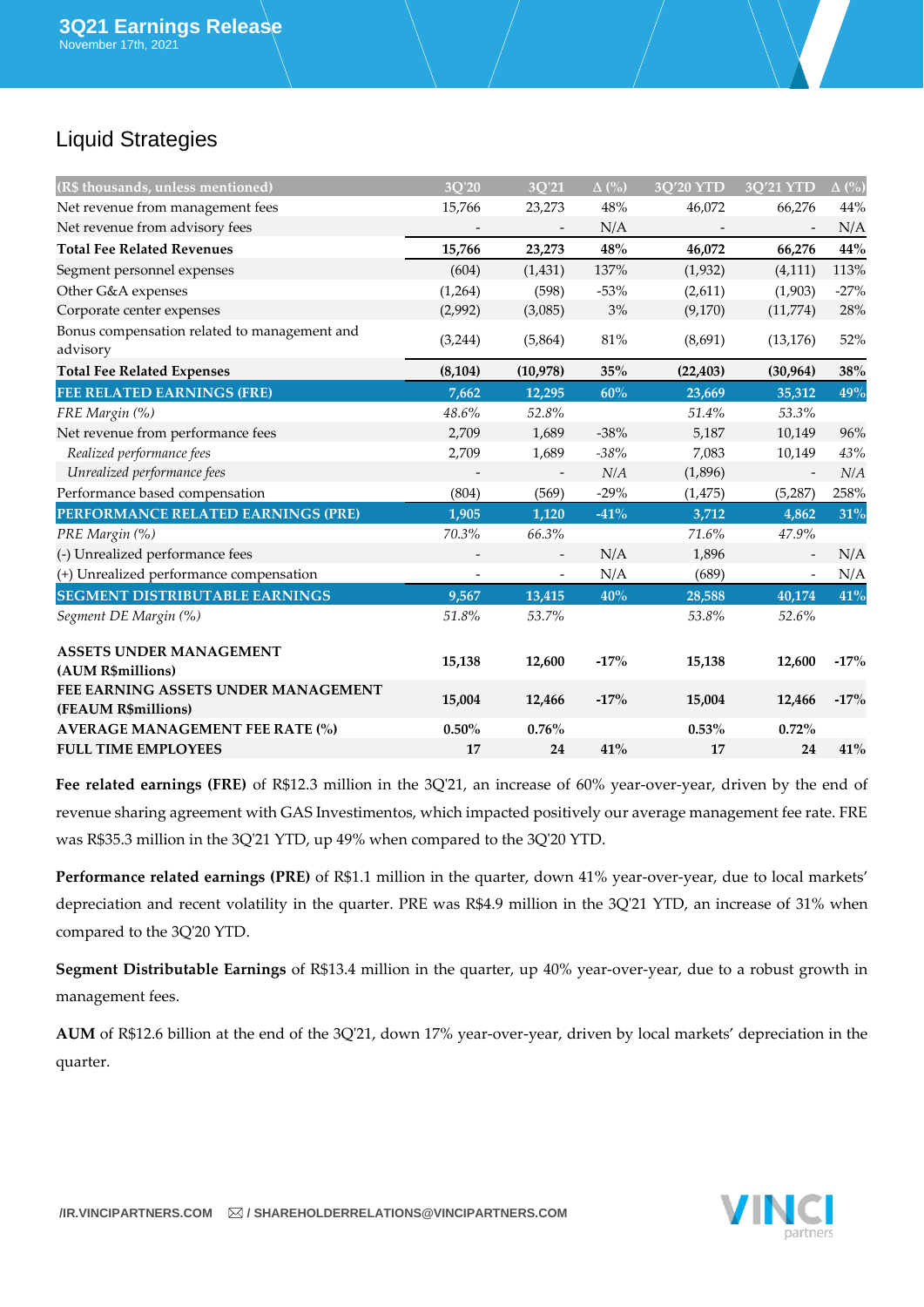## Liquid Strategies

| (R$ thousands, unless mentioned) | 3Q'20 | 3Q'21 | Δ (%) | 3Q'20 YTD | 3Q'21 YTD | Δ (%) |
|---|---|---|---|---|---|---|
| Net revenue from management fees | 15,766 | 23,273 | 48% | 46,072 | 66,276 | 44% |
| Net revenue from advisory fees | - | - | N/A | - | - | N/A |
| **Total Fee Related Revenues** | **15,766** | **23,273** | **48%** | **46,072** | **66,276** | **44%** |
| Segment personnel expenses | (604) | (1,431) | 137% | (1,932) | (4,111) | 113% |
| Other G&A expenses | (1,264) | (598) | -53% | (2,611) | (1,903) | -27% |
| Corporate center expenses | (2,992) | (3,085) | 3% | (9,170) | (11,774) | 28% |
| Bonus compensation related to management and advisory | (3,244) | (5,864) | 81% | (8,691) | (13,176) | 52% |
| **Total Fee Related Expenses** | **(8,104)** | **(10,978)** | **35%** | **(22,403)** | **(30,964)** | **38%** |
| **FEE RELATED EARNINGS (FRE)** | **7,662** | **12,295** | **60%** | **23,669** | **35,312** | **49%** |
| *FRE Margin (%)* | *48.6%* | *52.8%* | | *51.4%* | *53.3%* | |
| Net revenue from performance fees | 2,709 | 1,689 | -38% | 5,187 | 10,149 | 96% |
| *Realized performance fees* | *2,709* | *1,689* | *-38%* | *7,083* | *10,149* | *43%* |
| *Unrealized performance fees* | *-* | *-* | *N/A* | *(1,896)* | *-* | *N/A* |
| Performance based compensation | (804) | (569) | -29% | (1,475) | (5,287) | 258% |
| **PERFORMANCE RELATED EARNINGS (PRE)** | **1,905** | **1,120** | **-41%** | **3,712** | **4,862** | **31%** |
| *PRE Margin (%)* | *70.3%* | *66.3%* | | *71.6%* | *47.9%* | |
| (-) Unrealized performance fees | - | - | N/A | 1,896 | - | N/A |
| (+) Unrealized performance compensation | - | - | N/A | (689) | - | N/A |
| **SEGMENT DISTRIBUTABLE EARNINGS** | **9,567** | **13,415** | **40%** | **28,588** | **40,174** | **41%** |
| *Segment DE Margin (%)* | *51.8%* | *53.7%* | | *53.8%* | *52.6%* | |
| **ASSETS UNDER MANAGEMENT (AUM R$millions)** | **15,138** | **12,600** | **-17%** | **15,138** | **12,600** | **-17%** |
| **FEE EARNING ASSETS UNDER MANAGEMENT (FEAUM R$millions)** | **15,004** | **12,466** | **-17%** | **15,004** | **12,466** | **-17%** |
| **AVERAGE MANAGEMENT FEE RATE (%)** | **0.50%** | **0.76%** | | **0.53%** | **0.72%** | |
| **FULL TIME EMPLOYEES** | **17** | **24** | **41%** | **17** | **24** | **41%** |

**Fee related earnings (FRE)** of R$12.3 million in the 3Q'21, an increase of 60% year-over-year, driven by the end of revenue sharing agreement with GAS Investimentos, which impacted positively our average management fee rate. FRE was R$35.3 million in the 3Q'21 YTD, up 49% when compared to the 3Q'20 YTD.

**Performance related earnings (PRE)** of R$1.1 million in the quarter, down 41% year-over-year, due to local markets' depreciation and recent volatility in the quarter. PRE was R$4.9 million in the 3Q'21 YTD, an increase of 31% when compared to the 3Q'20 YTD.

**Segment Distributable Earnings** of R$13.4 million in the quarter, up 40% year-over-year, due to a robust growth in management fees.

**AUM** of R$12.6 billion at the end of the 3Q'21, down 17% year-over-year, driven by local markets' depreciation in the quarter.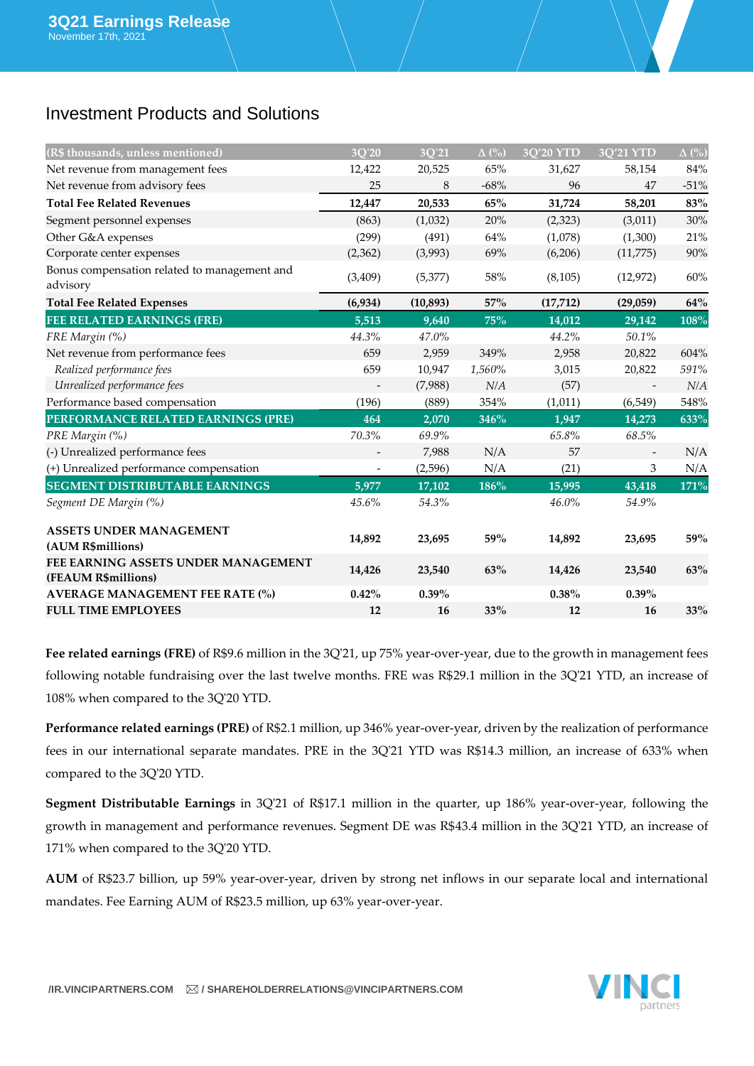## Investment Products and Solutions

| (R$ thousands, unless mentioned) | 3Q'20 | 3Q'21 | Δ (%) | 3Q'20 YTD | 3Q'21 YTD | Δ (%) |
|---|---|---|---|---|---|---|
| Net revenue from management fees | 12,422 | 20,525 | 65% | 31,627 | 58,154 | 84% |
| Net revenue from advisory fees | 25 | 8 | -68% | 96 | 47 | -51% |
| **Total Fee Related Revenues** | **12,447** | **20,533** | **65%** | **31,724** | **58,201** | **83%** |
| Segment personnel expenses | (863) | (1,032) | 20% | (2,323) | (3,011) | 30% |
| Other G&A expenses | (299) | (491) | 64% | (1,078) | (1,300) | 21% |
| Corporate center expenses | (2,362) | (3,993) | 69% | (6,206) | (11,775) | 90% |
| Bonus compensation related to management and advisory | (3,409) | (5,377) | 58% | (8,105) | (12,972) | 60% |
| **Total Fee Related Expenses** | **(6,934)** | **(10,893)** | **57%** | **(17,712)** | **(29,059)** | **64%** |
| **FEE RELATED EARNINGS (FRE)** | **5,513** | **9,640** | **75%** | **14,012** | **29,142** | **108%** |
| *FRE Margin (%)* | *44.3%* | *47.0%* | | *44.2%* | *50.1%* | |
| Net revenue from performance fees | 659 | 2,959 | 349% | 2,958 | 20,822 | 604% |
| *Realized performance fees* | *659* | *10,947* | *1,560%* | *3,015* | *20,822* | *591%* |
| *Unrealized performance fees* | *-* | *(7,988)* | *N/A* | *(57)* | *-* | *N/A* |
| Performance based compensation | (196) | (889) | 354% | (1,011) | (6,549) | 548% |
| **PERFORMANCE RELATED EARNINGS (PRE)** | **464** | **2,070** | **346%** | **1,947** | **14,273** | **633%** |
| *PRE Margin (%)* | *70.3%* | *69.9%* | | *65.8%* | *68.5%* | |
| (-) Unrealized performance fees | - | 7,988 | N/A | 57 | - | N/A |
| (+) Unrealized performance compensation | - | (2,596) | N/A | (21) | 3 | N/A |
| **SEGMENT DISTRIBUTABLE EARNINGS** | **5,977** | **17,102** | **186%** | **15,995** | **43,418** | **171%** |
| *Segment DE Margin (%)* | *45.6%* | *54.3%* | | *46.0%* | *54.9%* | |
| **ASSETS UNDER MANAGEMENT (AUM R$millions)** | **14,892** | **23,695** | **59%** | **14,892** | **23,695** | **59%** |
| **FEE EARNING ASSETS UNDER MANAGEMENT (FEAUM R$millions)** | **14,426** | **23,540** | **63%** | **14,426** | **23,540** | **63%** |
| **AVERAGE MANAGEMENT FEE RATE (%)** | **0.42%** | **0.39%** | | **0.38%** | **0.39%** | |
| **FULL TIME EMPLOYEES** | **12** | **16** | **33%** | **12** | **16** | **33%** |

**Fee related earnings (FRE)** of R$9.6 million in the 3Q'21, up 75% year-over-year, due to the growth in management fees following notable fundraising over the last twelve months. FRE was R$29.1 million in the 3Q'21 YTD, an increase of 108% when compared to the 3Q'20 YTD.

**Performance related earnings (PRE)** of R$2.1 million, up 346% year-over-year, driven by the realization of performance fees in our international separate mandates. PRE in the 3Q'21 YTD was R$14.3 million, an increase of 633% when compared to the 3Q'20 YTD.

**Segment Distributable Earnings** in 3Q'21 of R$17.1 million in the quarter, up 186% year-over-year, following the growth in management and performance revenues. Segment DE was R$43.4 million in the 3Q'21 YTD, an increase of 171% when compared to the 3Q'20 YTD.

**AUM** of R$23.7 billion, up 59% year-over-year, driven by strong net inflows in our separate local and international mandates. Fee Earning AUM of R$23.5 million, up 63% year-over-year.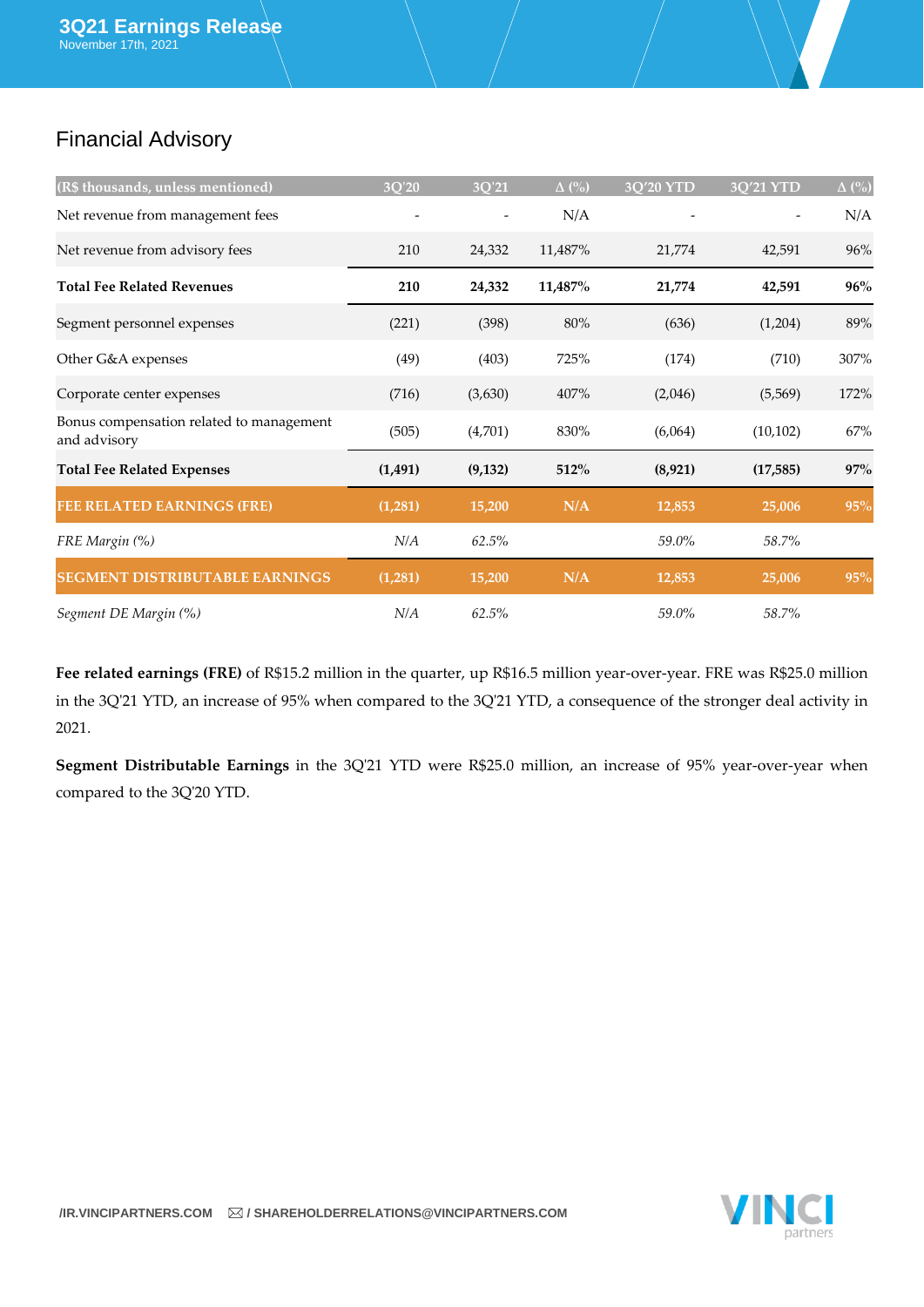## Financial Advisory

| (R$ thousands, unless mentioned) | 3Q'20 | 3Q'21 | Δ (%) | 3Q'20 YTD | 3Q'21 YTD | Δ (%) |
|---|---|---|---|---|---|---|
| Net revenue from management fees | - | - | N/A | - | - | N/A |
| Net revenue from advisory fees | 210 | 24,332 | 11,487% | 21,774 | 42,591 | 96% |
| **Total Fee Related Revenues** | **210** | **24,332** | **11,487%** | **21,774** | **42,591** | **96%** |
| Segment personnel expenses | (221) | (398) | 80% | (636) | (1,204) | 89% |
| Other G&A expenses | (49) | (403) | 725% | (174) | (710) | 307% |
| Corporate center expenses | (716) | (3,630) | 407% | (2,046) | (5,569) | 172% |
| Bonus compensation related to management and advisory | (505) | (4,701) | 830% | (6,064) | (10,102) | 67% |
| **Total Fee Related Expenses** | **(1,491)** | **(9,132)** | **512%** | **(8,921)** | **(17,585)** | **97%** |
| **FEE RELATED EARNINGS (FRE)** | **(1,281)** | **15,200** | **N/A** | **12,853** | **25,006** | **95%** |
| *FRE Margin (%)* | *N/A* | *62.5%* | | *59.0%* | *58.7%* | |
| **SEGMENT DISTRIBUTABLE EARNINGS** | **(1,281)** | **15,200** | **N/A** | **12,853** | **25,006** | **95%** |
| *Segment DE Margin (%)* | *N/A* | *62.5%* | | *59.0%* | *58.7%* | |

**Fee related earnings (FRE)** of R$15.2 million in the quarter, up R$16.5 million year-over-year. FRE was R$25.0 million in the 3Q'21 YTD, an increase of 95% when compared to the 3Q'21 YTD, a consequence of the stronger deal activity in 2021.

**Segment Distributable Earnings** in the 3Q'21 YTD were R$25.0 million, an increase of 95% year-over-year when compared to the 3Q'20 YTD.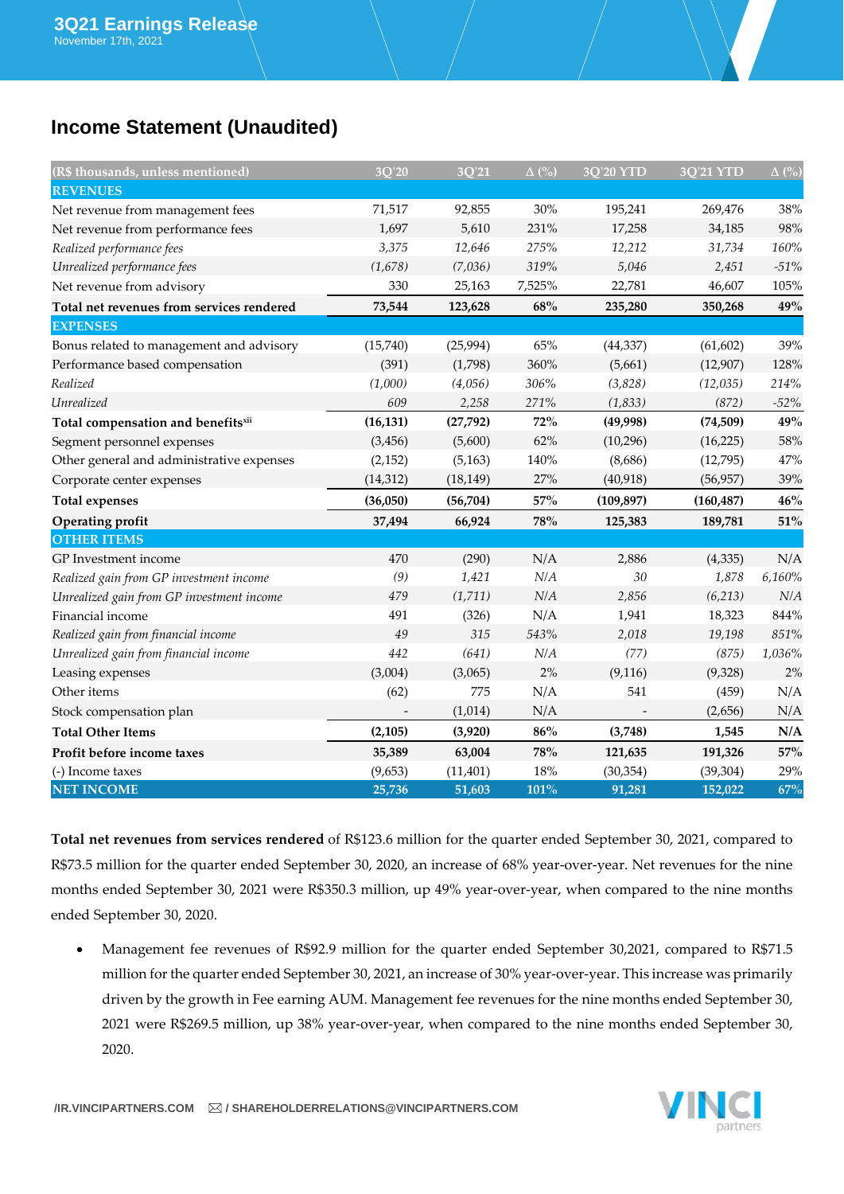## Income Statement (Unaudited)

| (R$ thousands, unless mentioned) | 3Q'20 | 3Q'21 | Δ (%) | 3Q'20 YTD | 3Q'21 YTD | Δ (%) |
|---|---|---|---|---|---|---|
| **REVENUES** | | | | | | |
| Net revenue from management fees | 71,517 | 92,855 | 30% | 195,241 | 269,476 | 38% |
| Net revenue from performance fees | 1,697 | 5,610 | 231% | 17,258 | 34,185 | 98% |
| *Realized performance fees* | *3,375* | *12,646* | *275%* | *12,212* | *31,734* | *160%* |
| *Unrealized performance fees* | *(1,678)* | *(7,036)* | *319%* | *5,046* | *2,451* | *-51%* |
| Net revenue from advisory | 330 | 25,163 | 7,525% | 22,781 | 46,607 | 105% |
| **Total net revenues from services rendered** | **73,544** | **123,628** | **68%** | **235,280** | **350,268** | **49%** |
| **EXPENSES** | | | | | | |
| Bonus related to management and advisory | (15,740) | (25,994) | 65% | (44,337) | (61,602) | 39% |
| Performance based compensation | (391) | (1,798) | 360% | (5,661) | (12,907) | 128% |
| *Realized* | *(1,000)* | *(4,056)* | *306%* | *(3,828)* | *(12,035)* | *214%* |
| *Unrealized* | *609* | *2,258* | *271%* | *(1,833)* | *(872)* | *-52%* |
| **Total compensation and benefits[xii]** | **(16,131)** | **(27,792)** | **72%** | **(49,998)** | **(74,509)** | **49%** |
| Segment personnel expenses | (3,456) | (5,600) | 62% | (10,296) | (16,225) | 58% |
| Other general and administrative expenses | (2,152) | (5,163) | 140% | (8,686) | (12,795) | 47% |
| Corporate center expenses | (14,312) | (18,149) | 27% | (40,918) | (56,957) | 39% |
| **Total expenses** | **(36,050)** | **(56,704)** | **57%** | **(109,897)** | **(160,487)** | **46%** |
| **Operating profit** | **37,494** | **66,924** | **78%** | **125,383** | **189,781** | **51%** |
| **OTHER ITEMS** | | | | | | |
| GP Investment income | 470 | (290) | N/A | 2,886 | (4,335) | N/A |
| *Realized gain from GP investment income* | *(9)* | *1,421* | *N/A* | *30* | *1,878* | *6,160%* |
| *Unrealized gain from GP investment income* | *479* | *(1,711)* | *N/A* | *2,856* | *(6,213)* | *N/A* |
| Financial income | 491 | (326) | N/A | 1,941 | 18,323 | 844% |
| *Realized gain from financial income* | *49* | *315* | *543%* | *2,018* | *19,198* | *851%* |
| *Unrealized gain from financial income* | *442* | *(641)* | *N/A* | *(77)* | *(875)* | *1,036%* |
| Leasing expenses | (3,004) | (3,065) | 2% | (9,116) | (9,328) | 2% |
| Other items | (62) | 775 | N/A | 541 | (459) | N/A |
| Stock compensation plan | - | (1,014) | N/A | - | (2,656) | N/A |
| **Total Other Items** | **(2,105)** | **(3,920)** | **86%** | **(3,748)** | **1,545** | **N/A** |
| **Profit before income taxes** | **35,389** | **63,004** | **78%** | **121,635** | **191,326** | **57%** |
| (-) Income taxes | (9,653) | (11,401) | 18% | (30,354) | (39,304) | 29% |
| **NET INCOME** | **25,736** | **51,603** | **101%** | **91,281** | **152,022** | **67%** |

**Total net revenues from services rendered** of R$123.6 million for the quarter ended September 30, 2021, compared to R$73.5 million for the quarter ended September 30, 2020, an increase of 68% year-over-year. Net revenues for the nine months ended September 30, 2021 were R$350.3 million, up 49% year-over-year, when compared to the nine months ended September 30, 2020.

- Management fee revenues of R$92.9 million for the quarter ended September 30,2021, compared to R$71.5 million for the quarter ended September 30, 2021, an increase of 30% year-over-year. This increase was primarily driven by the growth in Fee earning AUM. Management fee revenues for the nine months ended September 30, 2021 were R$269.5 million, up 38% year-over-year, when compared to the nine months ended September 30, 2020.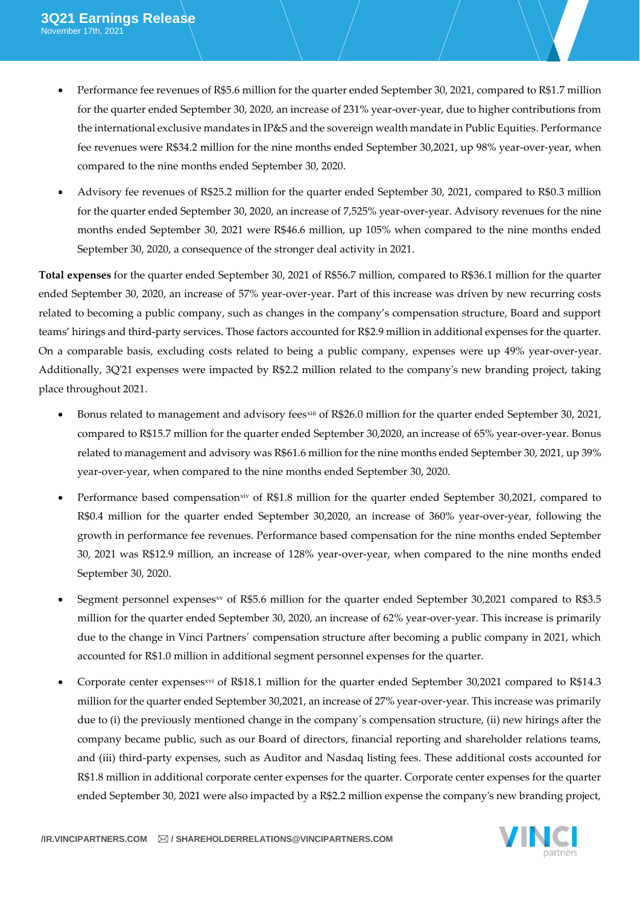- Performance fee revenues of R$5.6 million for the quarter ended September 30, 2021, compared to R$1.7 million for the quarter ended September 30, 2020, an increase of 231% year-over-year, due to higher contributions from the international exclusive mandates in IP&S and the sovereign wealth mandate in Public Equities. Performance fee revenues were R$34.2 million for the nine months ended September 30,2021, up 98% year-over-year, when compared to the nine months ended September 30, 2020.

- Advisory fee revenues of R$25.2 million for the quarter ended September 30, 2021, compared to R$0.3 million for the quarter ended September 30, 2020, an increase of 7,525% year-over-year. Advisory revenues for the nine months ended September 30, 2021 were R$46.6 million, up 105% when compared to the nine months ended September 30, 2020, a consequence of the stronger deal activity in 2021.

**Total expenses** for the quarter ended September 30, 2021 of R$56.7 million, compared to R$36.1 million for the quarter ended September 30, 2020, an increase of 57% year-over-year. Part of this increase was driven by new recurring costs related to becoming a public company, such as changes in the company's compensation structure, Board and support teams' hirings and third-party services. Those factors accounted for R$2.9 million in additional expenses for the quarter. On a comparable basis, excluding costs related to being a public company, expenses were up 49% year-over-year. Additionally, 3Q'21 expenses were impacted by R$2.2 million related to the company's new branding project, taking place throughout 2021.

- Bonus related to management and advisory fees[xiii] of R$26.0 million for the quarter ended September 30, 2021, compared to R$15.7 million for the quarter ended September 30,2020, an increase of 65% year-over-year. Bonus related to management and advisory was R$61.6 million for the nine months ended September 30, 2021, up 39% year-over-year, when compared to the nine months ended September 30, 2020.

- Performance based compensation[xiv] of R$1.8 million for the quarter ended September 30,2021, compared to R$0.4 million for the quarter ended September 30,2020, an increase of 360% year-over-year, following the growth in performance fee revenues. Performance based compensation for the nine months ended September 30, 2021 was R$12.9 million, an increase of 128% year-over-year, when compared to the nine months ended September 30, 2020.

- Segment personnel expenses[xv] of R$5.6 million for the quarter ended September 30,2021 compared to R$3.5 million for the quarter ended September 30, 2020, an increase of 62% year-over-year. This increase is primarily due to the change in Vinci Partners´ compensation structure after becoming a public company in 2021, which accounted for R$1.0 million in additional segment personnel expenses for the quarter.

- Corporate center expenses[xvi] of R$18.1 million for the quarter ended September 30,2021 compared to R$14.3 million for the quarter ended September 30,2021, an increase of 27% year-over-year. This increase was primarily due to (i) the previously mentioned change in the company´s compensation structure, (ii) new hirings after the company became public, such as our Board of directors, financial reporting and shareholder relations teams, and (iii) third-party expenses, such as Auditor and Nasdaq listing fees. These additional costs accounted for R$1.8 million in additional corporate center expenses for the quarter. Corporate center expenses for the quarter ended September 30, 2021 were also impacted by a R$2.2 million expense the company's new branding project,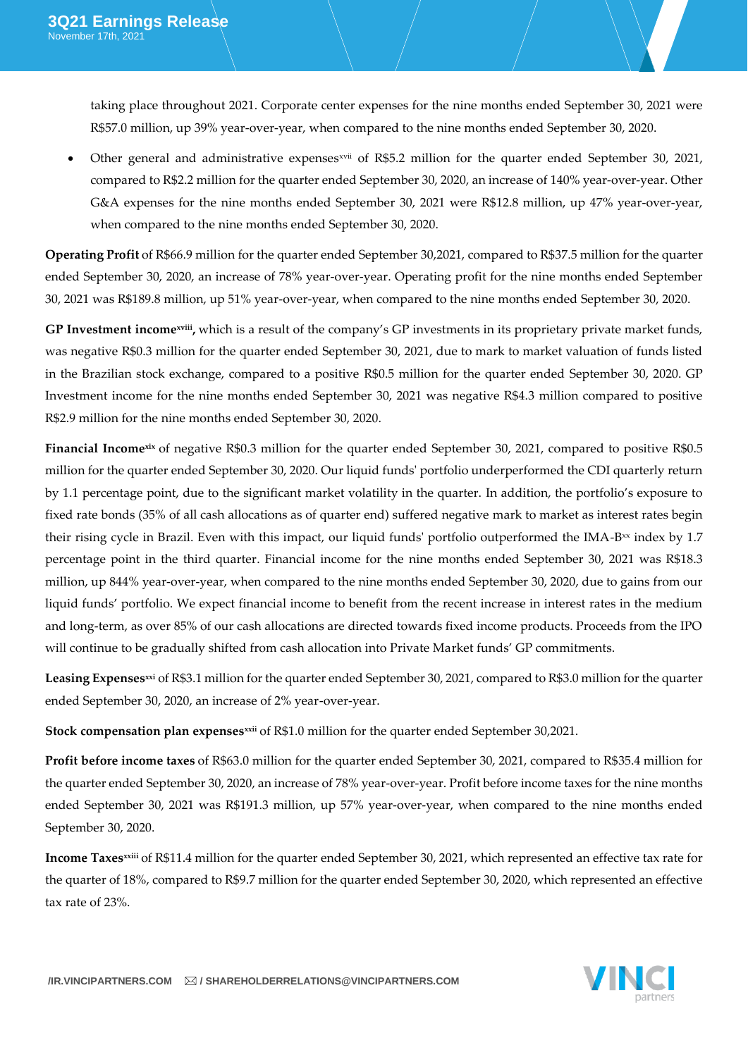taking place throughout 2021. Corporate center expenses for the nine months ended September 30, 2021 were R$57.0 million, up 39% year-over-year, when compared to the nine months ended September 30, 2020.

- Other general and administrative expenses[xvii] of R$5.2 million for the quarter ended September 30, 2021, compared to R$2.2 million for the quarter ended September 30, 2020, an increase of 140% year-over-year. Other G&A expenses for the nine months ended September 30, 2021 were R$12.8 million, up 47% year-over-year, when compared to the nine months ended September 30, 2020.

**Operating Profit** of R$66.9 million for the quarter ended September 30,2021, compared to R$37.5 million for the quarter ended September 30, 2020, an increase of 78% year-over-year. Operating profit for the nine months ended September 30, 2021 was R$189.8 million, up 51% year-over-year, when compared to the nine months ended September 30, 2020.

**GP Investment income[xviii],** which is a result of the company's GP investments in its proprietary private market funds, was negative R$0.3 million for the quarter ended September 30, 2021, due to mark to market valuation of funds listed in the Brazilian stock exchange, compared to a positive R$0.5 million for the quarter ended September 30, 2020. GP Investment income for the nine months ended September 30, 2021 was negative R$4.3 million compared to positive R$2.9 million for the nine months ended September 30, 2020.

**Financial Income[xix]** of negative R$0.3 million for the quarter ended September 30, 2021, compared to positive R$0.5 million for the quarter ended September 30, 2020. Our liquid funds' portfolio underperformed the CDI quarterly return by 1.1 percentage point, due to the significant market volatility in the quarter. In addition, the portfolio's exposure to fixed rate bonds (35% of all cash allocations as of quarter end) suffered negative mark to market as interest rates begin their rising cycle in Brazil. Even with this impact, our liquid funds' portfolio outperformed the IMA-B[xx] index by 1.7 percentage point in the third quarter. Financial income for the nine months ended September 30, 2021 was R$18.3 million, up 844% year-over-year, when compared to the nine months ended September 30, 2020, due to gains from our liquid funds' portfolio. We expect financial income to benefit from the recent increase in interest rates in the medium and long-term, as over 85% of our cash allocations are directed towards fixed income products. Proceeds from the IPO will continue to be gradually shifted from cash allocation into Private Market funds' GP commitments.

**Leasing Expenses[xxi]** of R$3.1 million for the quarter ended September 30, 2021, compared to R$3.0 million for the quarter ended September 30, 2020, an increase of 2% year-over-year.

**Stock compensation plan expenses[xxii]** of R$1.0 million for the quarter ended September 30,2021.

**Profit before income taxes** of R$63.0 million for the quarter ended September 30, 2021, compared to R$35.4 million for the quarter ended September 30, 2020, an increase of 78% year-over-year. Profit before income taxes for the nine months ended September 30, 2021 was R$191.3 million, up 57% year-over-year, when compared to the nine months ended September 30, 2020.

**Income Taxes[xxiii]** of R$11.4 million for the quarter ended September 30, 2021, which represented an effective tax rate for the quarter of 18%, compared to R$9.7 million for the quarter ended September 30, 2020, which represented an effective tax rate of 23%.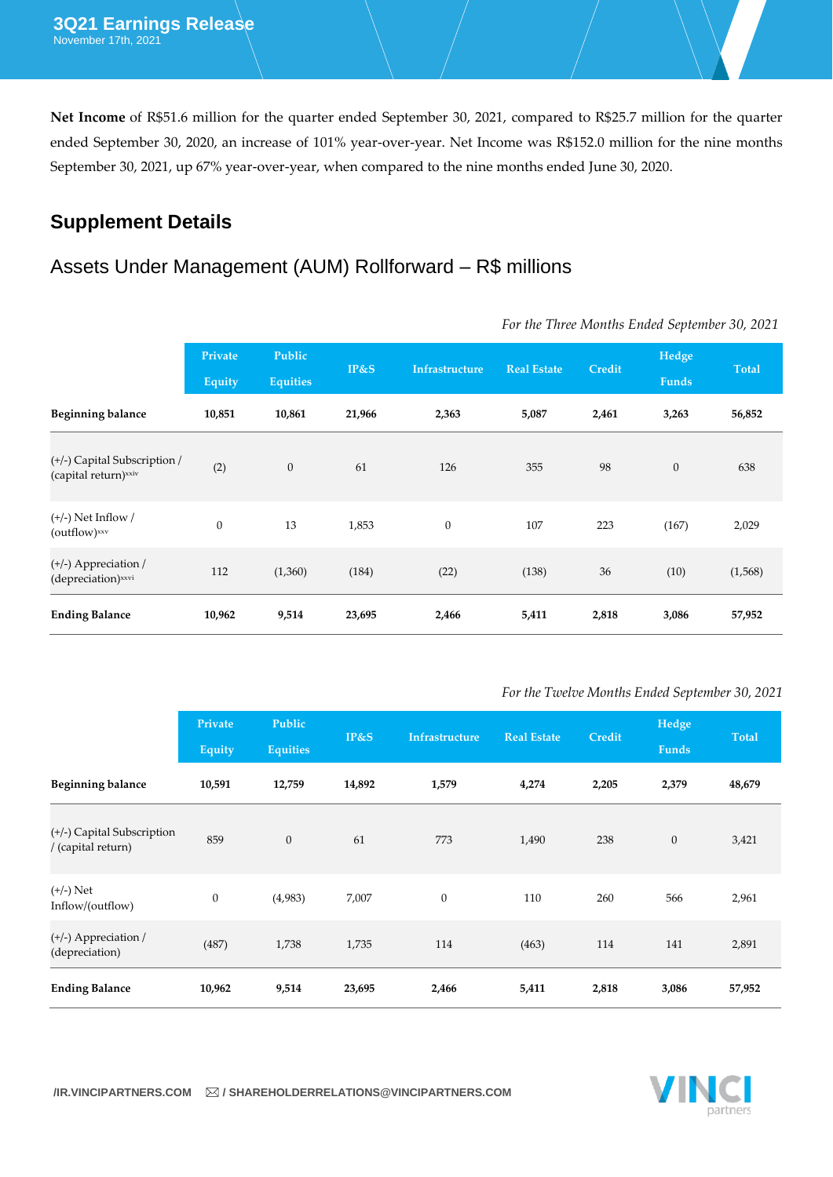**Net Income** of R$51.6 million for the quarter ended September 30, 2021, compared to R$25.7 million for the quarter ended September 30, 2020, an increase of 101% year-over-year. Net Income was R$152.0 million for the nine months September 30, 2021, up 67% year-over-year, when compared to the nine months ended June 30, 2020.

## Supplement Details

### Assets Under Management (AUM) Rollforward – R$ millions

*For the Three Months Ended September 30, 2021*

| | Private Equity | Public Equities | IP&S | Infrastructure | Real Estate | Credit | Hedge Funds | Total |
|---|---|---|---|---|---|---|---|---|
| **Beginning balance** | **10,851** | **10,861** | **21,966** | **2,363** | **5,087** | **2,461** | **3,263** | **56,852** |
| (+/-) Capital Subscription / (capital return)[xxiv] | (2) | 0 | 61 | 126 | 355 | 98 | 0 | 638 |
| (+/-) Net Inflow / (outflow)[xxv] | 0 | 13 | 1,853 | 0 | 107 | 223 | (167) | 2,029 |
| (+/-) Appreciation / (depreciation)[xxvi] | 112 | (1,360) | (184) | (22) | (138) | 36 | (10) | (1,568) |
| **Ending Balance** | **10,962** | **9,514** | **23,695** | **2,466** | **5,411** | **2,818** | **3,086** | **57,952** |

*For the Twelve Months Ended September 30, 2021*

| | Private Equity | Public Equities | IP&S | Infrastructure | Real Estate | Credit | Hedge Funds | Total |
|---|---|---|---|---|---|---|---|---|
| **Beginning balance** | **10,591** | **12,759** | **14,892** | **1,579** | **4,274** | **2,205** | **2,379** | **48,679** |
| (+/-) Capital Subscription / (capital return) | 859 | 0 | 61 | 773 | 1,490 | 238 | 0 | 3,421 |
| (+/-) Net Inflow/(outflow) | 0 | (4,983) | 7,007 | 0 | 110 | 260 | 566 | 2,961 |
| (+/-) Appreciation / (depreciation) | (487) | 1,738 | 1,735 | 114 | (463) | 114 | 141 | 2,891 |
| **Ending Balance** | **10,962** | **9,514** | **23,695** | **2,466** | **5,411** | **2,818** | **3,086** | **57,952** |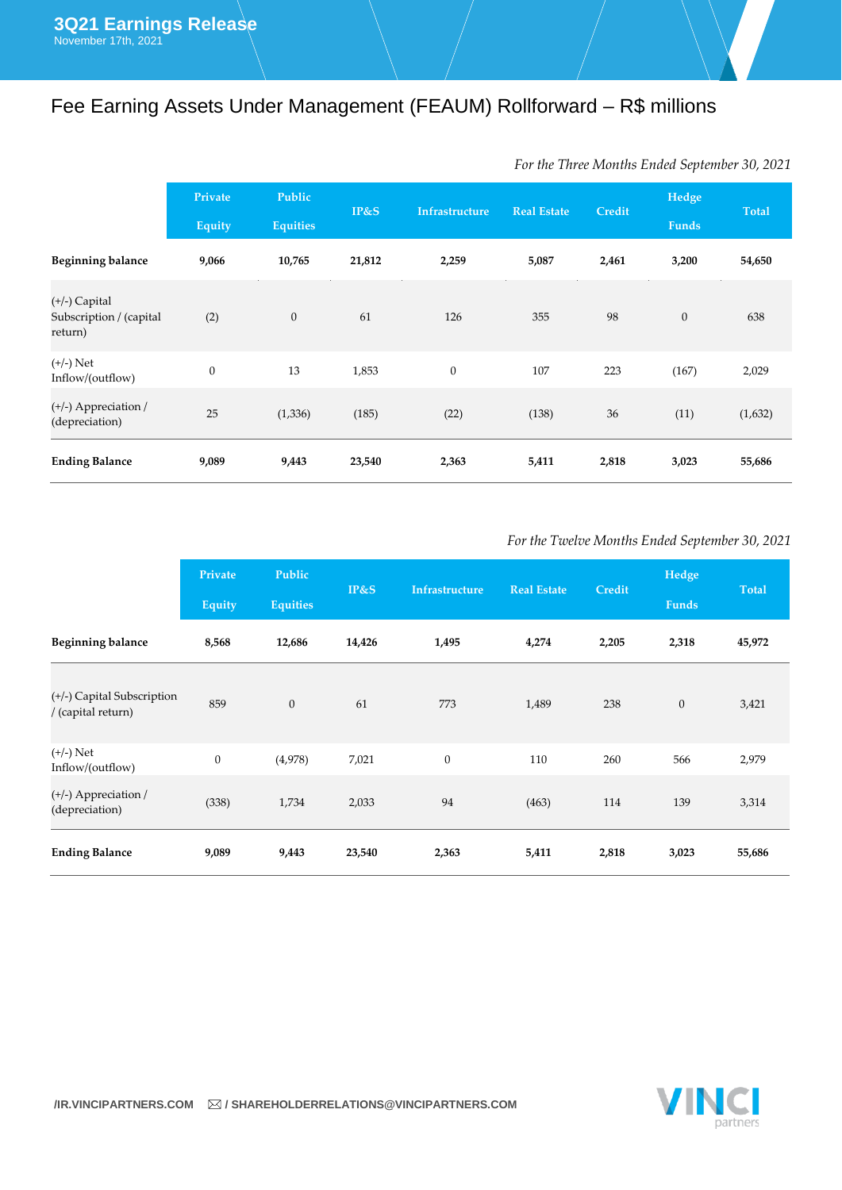# Fee Earning Assets Under Management (FEAUM) Rollforward – R$ millions

*For the Three Months Ended September 30, 2021*

| | Private Equity | Public Equities | IP&S | Infrastructure | Real Estate | Credit | Hedge Funds | Total |
|---|---|---|---|---|---|---|---|---|
| **Beginning balance** | **9,066** | **10,765** | **21,812** | **2,259** | **5,087** | **2,461** | **3,200** | **54,650** |
| (+/-) Capital Subscription / (capital return) | (2) | 0 | 61 | 126 | 355 | 98 | 0 | 638 |
| (+/-) Net Inflow/(outflow) | 0 | 13 | 1,853 | 0 | 107 | 223 | (167) | 2,029 |
| (+/-) Appreciation / (depreciation) | 25 | (1,336) | (185) | (22) | (138) | 36 | (11) | (1,632) |
| **Ending Balance** | **9,089** | **9,443** | **23,540** | **2,363** | **5,411** | **2,818** | **3,023** | **55,686** |

*For the Twelve Months Ended September 30, 2021*

| | Private Equity | Public Equities | IP&S | Infrastructure | Real Estate | Credit | Hedge Funds | Total |
|---|---|---|---|---|---|---|---|---|
| **Beginning balance** | **8,568** | **12,686** | **14,426** | **1,495** | **4,274** | **2,205** | **2,318** | **45,972** |
| (+/-) Capital Subscription / (capital return) | 859 | 0 | 61 | 773 | 1,489 | 238 | 0 | 3,421 |
| (+/-) Net Inflow/(outflow) | 0 | (4,978) | 7,021 | 0 | 110 | 260 | 566 | 2,979 |
| (+/-) Appreciation / (depreciation) | (338) | 1,734 | 2,033 | 94 | (463) | 114 | 139 | 3,314 |
| **Ending Balance** | **9,089** | **9,443** | **23,540** | **2,363** | **5,411** | **2,818** | **3,023** | **55,686** |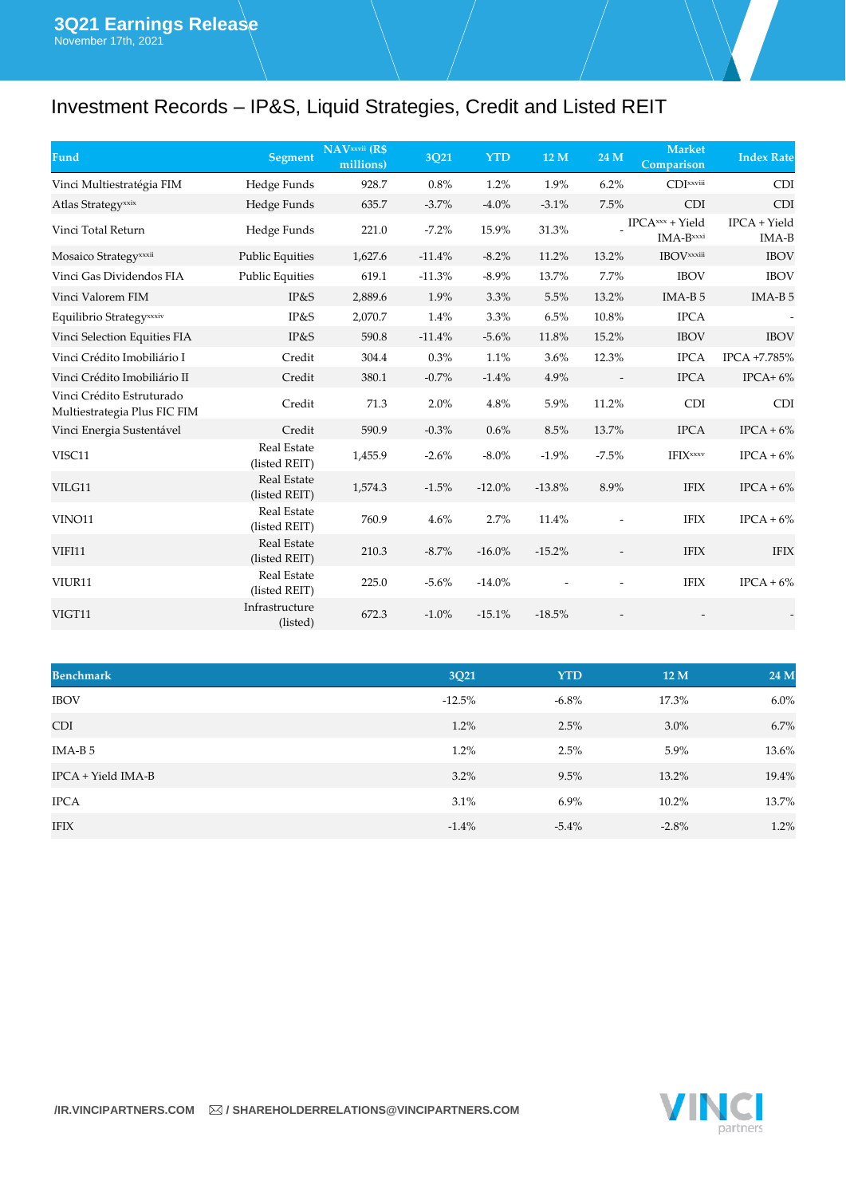# Investment Records – IP&S, Liquid Strategies, Credit and Listed REIT

| Fund | Segment | NAV[xxvii] (R$ millions) | 3Q21 | YTD | 12 M | 24 M | Market Comparison | Index Rate |
|---|---|---|---|---|---|---|---|---|
| Vinci Multiestratégia FIM | Hedge Funds | 928.7 | 0.8% | 1.2% | 1.9% | 6.2% | CDI[xxviii] | CDI |
| Atlas Strategy[xxix] | Hedge Funds | 635.7 | -3.7% | -4.0% | -3.1% | 7.5% | CDI | CDI |
| Vinci Total Return | Hedge Funds | 221.0 | -7.2% | 15.9% | 31.3% | - | IPCA[xxx] + Yield IMA-B[xxxi] | IPCA + Yield IMA-B |
| Mosaico Strategy[xxxii] | Public Equities | 1,627.6 | -11.4% | -8.2% | 11.2% | 13.2% | IBOV[xxxiii] | IBOV |
| Vinci Gas Dividendos FIA | Public Equities | 619.1 | -11.3% | -8.9% | 13.7% | 7.7% | IBOV | IBOV |
| Vinci Valorem FIM | IP&S | 2,889.6 | 1.9% | 3.3% | 5.5% | 13.2% | IMA-B 5 | IMA-B 5 |
| Equilibrio Strategy[xxxiv] | IP&S | 2,070.7 | 1.4% | 3.3% | 6.5% | 10.8% | IPCA | - |
| Vinci Selection Equities FIA | IP&S | 590.8 | -11.4% | -5.6% | 11.8% | 15.2% | IBOV | IBOV |
| Vinci Crédito Imobiliário I | Credit | 304.4 | 0.3% | 1.1% | 3.6% | 12.3% | IPCA | IPCA +7.785% |
| Vinci Crédito Imobiliário II | Credit | 380.1 | -0.7% | -1.4% | 4.9% | - | IPCA | IPCA+ 6% |
| Vinci Crédito Estruturado Multiestrategia Plus FIC FIM | Credit | 71.3 | 2.0% | 4.8% | 5.9% | 11.2% | CDI | CDI |
| Vinci Energia Sustentável | Credit | 590.9 | -0.3% | 0.6% | 8.5% | 13.7% | IPCA | IPCA + 6% |
| VISC11 | Real Estate (listed REIT) | 1,455.9 | -2.6% | -8.0% | -1.9% | -7.5% | IFIX[xxxv] | IPCA + 6% |
| VILG11 | Real Estate (listed REIT) | 1,574.3 | -1.5% | -12.0% | -13.8% | 8.9% | IFIX | IPCA + 6% |
| VINO11 | Real Estate (listed REIT) | 760.9 | 4.6% | 2.7% | 11.4% | - | IFIX | IPCA + 6% |
| VIFI11 | Real Estate (listed REIT) | 210.3 | -8.7% | -16.0% | -15.2% | - | IFIX | IFIX |
| VIUR11 | Real Estate (listed REIT) | 225.0 | -5.6% | -14.0% | - | - | IFIX | IPCA + 6% |
| VIGT11 | Infrastructure (listed) | 672.3 | -1.0% | -15.1% | -18.5% | - | - | - |

| Benchmark | 3Q21 | YTD | 12 M | 24 M |
|---|---|---|---|---|
| IBOV | -12.5% | -6.8% | 17.3% | 6.0% |
| CDI | 1.2% | 2.5% | 3.0% | 6.7% |
| IMA-B 5 | 1.2% | 2.5% | 5.9% | 13.6% |
| IPCA + Yield IMA-B | 3.2% | 9.5% | 13.2% | 19.4% |
| IPCA | 3.1% | 6.9% | 10.2% | 13.7% |
| IFIX | -1.4% | -5.4% | -2.8% | 1.2% |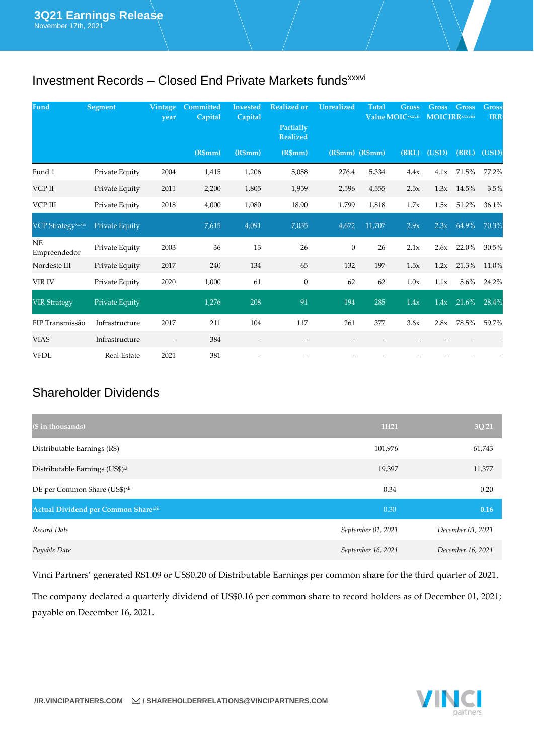## Investment Records – Closed End Private Markets funds[xxxvi]

| Fund | Segment | Vintage year | Committed Capital (R$mm) | Invested Capital (R$mm) | Realized or Partially Realized (R$mm) | Unrealized (R$mm) | Total Value (R$mm) | Gross MOIC[xxxvii] (BRL) | Gross MOIC (USD) | Gross IRR[xxxviii] (BRL) | Gross IRR (USD) |
|---|---|---|---|---|---|---|---|---|---|---|---|
| Fund 1 | Private Equity | 2004 | 1,415 | 1,206 | 5,058 | 276.4 | 5,334 | 4.4x | 4.1x | 71.5% | 77.2% |
| VCP II | Private Equity | 2011 | 2,200 | 1,805 | 1,959 | 2,596 | 4,555 | 2.5x | 1.3x | 14.5% | 3.5% |
| VCP III | Private Equity | 2018 | 4,000 | 1,080 | 18.90 | 1,799 | 1,818 | 1.7x | 1.5x | 51.2% | 36.1% |
| VCP Strategy[xxxix] | Private Equity | | 7,615 | 4,091 | 7,035 | 4,672 | 11,707 | 2.9x | 2.3x | 64.9% | 70.3% |
| NE Empreendedor | Private Equity | 2003 | 36 | 13 | 26 | 0 | 26 | 2.1x | 2.6x | 22.0% | 30.5% |
| Nordeste III | Private Equity | 2017 | 240 | 134 | 65 | 132 | 197 | 1.5x | 1.2x | 21.3% | 11.0% |
| VIR IV | Private Equity | 2020 | 1,000 | 61 | 0 | 62 | 62 | 1.0x | 1.1x | 5.6% | 24.2% |
| VIR Strategy | Private Equity | | 1,276 | 208 | 91 | 194 | 285 | 1.4x | 1.4x | 21.6% | 28.4% |
| FIP Transmissão | Infrastructure | 2017 | 211 | 104 | 117 | 261 | 377 | 3.6x | 2.8x | 78.5% | 59.7% |
| VIAS | Infrastructure | - | 384 | - | - | - | - | - | - | - | - |
| VFDL | Real Estate | 2021 | 381 | - | - | - | - | - | - | - | - |

## Shareholder Dividends

| ($ in thousands) | 1H21 | 3Q'21 |
|---|---|---|
| Distributable Earnings (R$) | 101,976 | 61,743 |
| Distributable Earnings (US$)[xl] | 19,397 | 11,377 |
| DE per Common Share (US$)[xli] | 0.34 | 0.20 |
| **Actual Dividend per Common Share[xlii]** | 0.30 | **0.16** |
| *Record Date* | *September 01, 2021* | *December 01, 2021* |
| *Payable Date* | *September 16, 2021* | *December 16, 2021* |

Vinci Partners' generated R$1.09 or US$0.20 of Distributable Earnings per common share for the third quarter of 2021.

The company declared a quarterly dividend of US$0.16 per common share to record holders as of December 01, 2021; payable on December 16, 2021.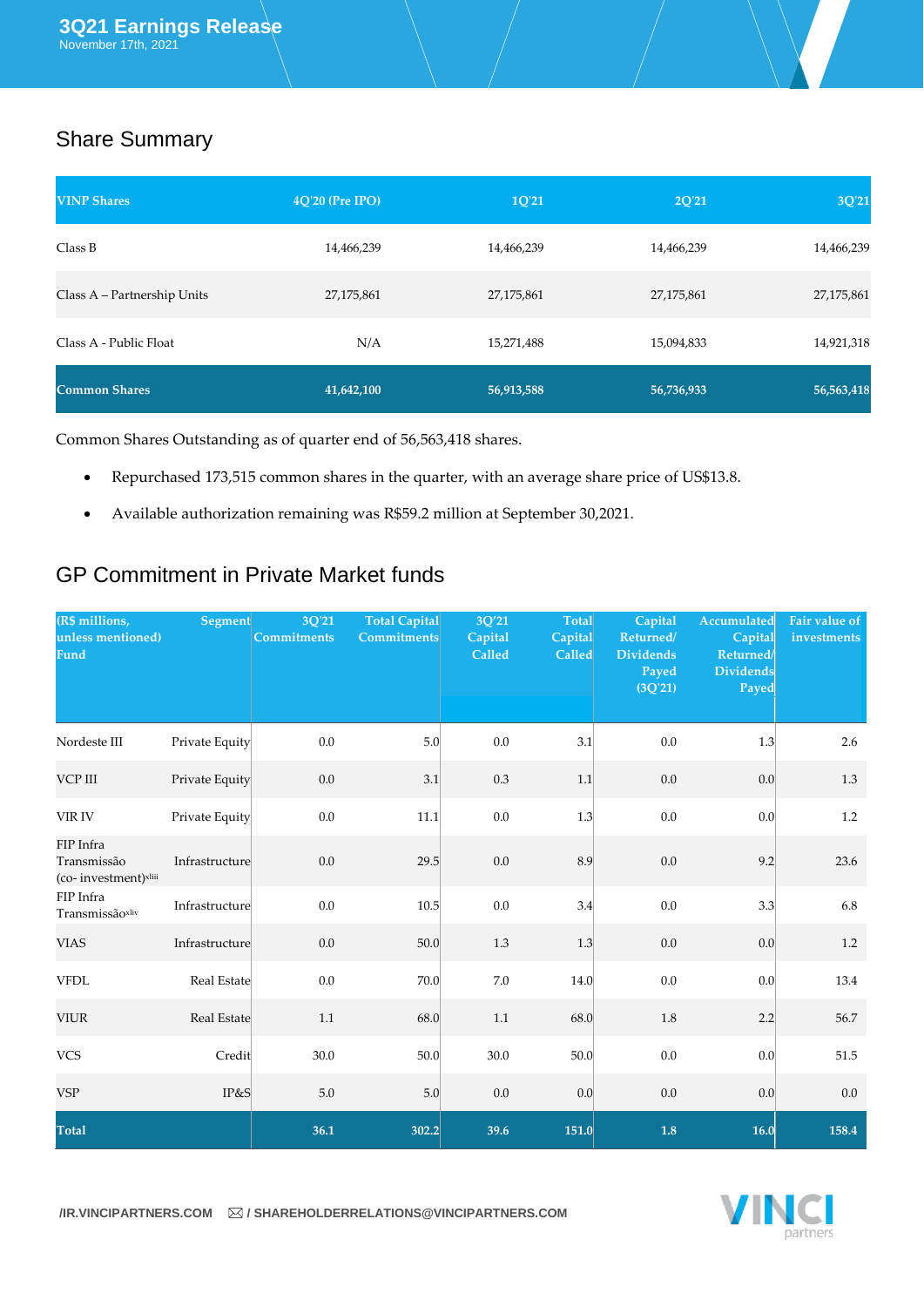## Share Summary

| VINP Shares | 4Q'20 (Pre IPO) | 1Q'21 | 2Q'21 | 3Q'21 |
|---|---|---|---|---|
| Class B | 14,466,239 | 14,466,239 | 14,466,239 | 14,466,239 |
| Class A – Partnership Units | 27,175,861 | 27,175,861 | 27,175,861 | 27,175,861 |
| Class A - Public Float | N/A | 15,271,488 | 15,094,833 | 14,921,318 |
| **Common Shares** | **41,642,100** | **56,913,588** | **56,736,933** | **56,563,418** |

Common Shares Outstanding as of quarter end of 56,563,418 shares.

- Repurchased 173,515 common shares in the quarter, with an average share price of US$13.8.
- Available authorization remaining was R$59.2 million at September 30,2021.

## GP Commitment in Private Market funds

| (R$ millions, unless mentioned) Fund | Segment | 3Q'21 Commitments | Total Capital Commitments | 3Q'21 Capital Called | Total Capital Called | Capital Returned/ Dividends Payed (3Q'21) | Accumulated Capital Returned/ Dividends Payed | Fair value of investments |
|---|---|---|---|---|---|---|---|---|
| Nordeste III | Private Equity | 0.0 | 5.0 | 0.0 | 3.1 | 0.0 | 1.3 | 2.6 |
| VCP III | Private Equity | 0.0 | 3.1 | 0.3 | 1.1 | 0.0 | 0.0 | 1.3 |
| VIR IV | Private Equity | 0.0 | 11.1 | 0.0 | 1.3 | 0.0 | 0.0 | 1.2 |
| FIP Infra Transmissão (co- investment)[xliii] | Infrastructure | 0.0 | 29.5 | 0.0 | 8.9 | 0.0 | 9.2 | 23.6 |
| FIP Infra Transmissão[xliv] | Infrastructure | 0.0 | 10.5 | 0.0 | 3.4 | 0.0 | 3.3 | 6.8 |
| VIAS | Infrastructure | 0.0 | 50.0 | 1.3 | 1.3 | 0.0 | 0.0 | 1.2 |
| VFDL | Real Estate | 0.0 | 70.0 | 7.0 | 14.0 | 0.0 | 0.0 | 13.4 |
| VIUR | Real Estate | 1.1 | 68.0 | 1.1 | 68.0 | 1.8 | 2.2 | 56.7 |
| VCS | Credit | 30.0 | 50.0 | 30.0 | 50.0 | 0.0 | 0.0 | 51.5 |
| VSP | IP&S | 5.0 | 5.0 | 0.0 | 0.0 | 0.0 | 0.0 | 0.0 |
| **Total** | | **36.1** | **302.2** | **39.6** | **151.0** | **1.8** | **16.0** | **158.4** |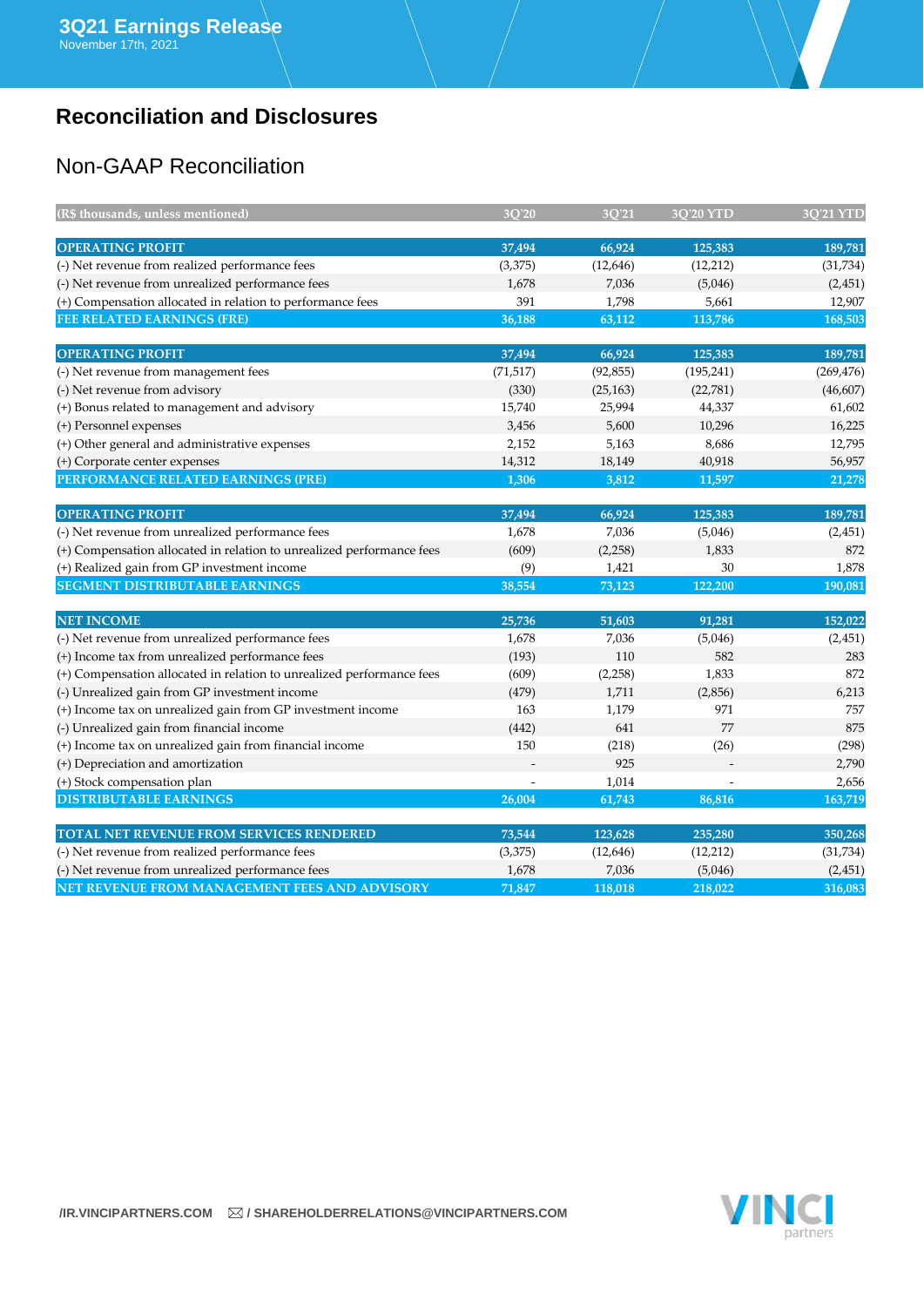## Reconciliation and Disclosures

### Non-GAAP Reconciliation

| (R$ thousands, unless mentioned) | 3Q'20 | 3Q'21 | 3Q'20 YTD | 3Q'21 YTD |
|---|---|---|---|---|
| **OPERATING PROFIT** | **37,494** | **66,924** | **125,383** | **189,781** |
| (-) Net revenue from realized performance fees | (3,375) | (12,646) | (12,212) | (31,734) |
| (-) Net revenue from unrealized performance fees | 1,678 | 7,036 | (5,046) | (2,451) |
| (+) Compensation allocated in relation to performance fees | 391 | 1,798 | 5,661 | 12,907 |
| **FEE RELATED EARNINGS (FRE)** | **36,188** | **63,112** | **113,786** | **168,503** |
| | | | | |
| **OPERATING PROFIT** | **37,494** | **66,924** | **125,383** | **189,781** |
| (-) Net revenue from management fees | (71,517) | (92,855) | (195,241) | (269,476) |
| (-) Net revenue from advisory | (330) | (25,163) | (22,781) | (46,607) |
| (+) Bonus related to management and advisory | 15,740 | 25,994 | 44,337 | 61,602 |
| (+) Personnel expenses | 3,456 | 5,600 | 10,296 | 16,225 |
| (+) Other general and administrative expenses | 2,152 | 5,163 | 8,686 | 12,795 |
| (+) Corporate center expenses | 14,312 | 18,149 | 40,918 | 56,957 |
| **PERFORMANCE RELATED EARNINGS (PRE)** | **1,306** | **3,812** | **11,597** | **21,278** |
| | | | | |
| **OPERATING PROFIT** | **37,494** | **66,924** | **125,383** | **189,781** |
| (-) Net revenue from unrealized performance fees | 1,678 | 7,036 | (5,046) | (2,451) |
| (+) Compensation allocated in relation to unrealized performance fees | (609) | (2,258) | 1,833 | 872 |
| (+) Realized gain from GP investment income | (9) | 1,421 | 30 | 1,878 |
| **SEGMENT DISTRIBUTABLE EARNINGS** | **38,554** | **73,123** | **122,200** | **190,081** |
| | | | | |
| **NET INCOME** | **25,736** | **51,603** | **91,281** | **152,022** |
| (-) Net revenue from unrealized performance fees | 1,678 | 7,036 | (5,046) | (2,451) |
| (+) Income tax from unrealized performance fees | (193) | 110 | 582 | 283 |
| (+) Compensation allocated in relation to unrealized performance fees | (609) | (2,258) | 1,833 | 872 |
| (-) Unrealized gain from GP investment income | (479) | 1,711 | (2,856) | 6,213 |
| (+) Income tax on unrealized gain from GP investment income | 163 | 1,179 | 971 | 757 |
| (-) Unrealized gain from financial income | (442) | 641 | 77 | 875 |
| (+) Income tax on unrealized gain from financial income | 150 | (218) | (26) | (298) |
| (+) Depreciation and amortization | - | 925 | - | 2,790 |
| (+) Stock compensation plan | - | 1,014 | - | 2,656 |
| **DISTRIBUTABLE EARNINGS** | **26,004** | **61,743** | **86,816** | **163,719** |
| | | | | |
| **TOTAL NET REVENUE FROM SERVICES RENDERED** | **73,544** | **123,628** | **235,280** | **350,268** |
| (-) Net revenue from realized performance fees | (3,375) | (12,646) | (12,212) | (31,734) |
| (-) Net revenue from unrealized performance fees | 1,678 | 7,036 | (5,046) | (2,451) |
| **NET REVENUE FROM MANAGEMENT FEES AND ADVISORY** | **71,847** | **118,018** | **218,022** | **316,083** |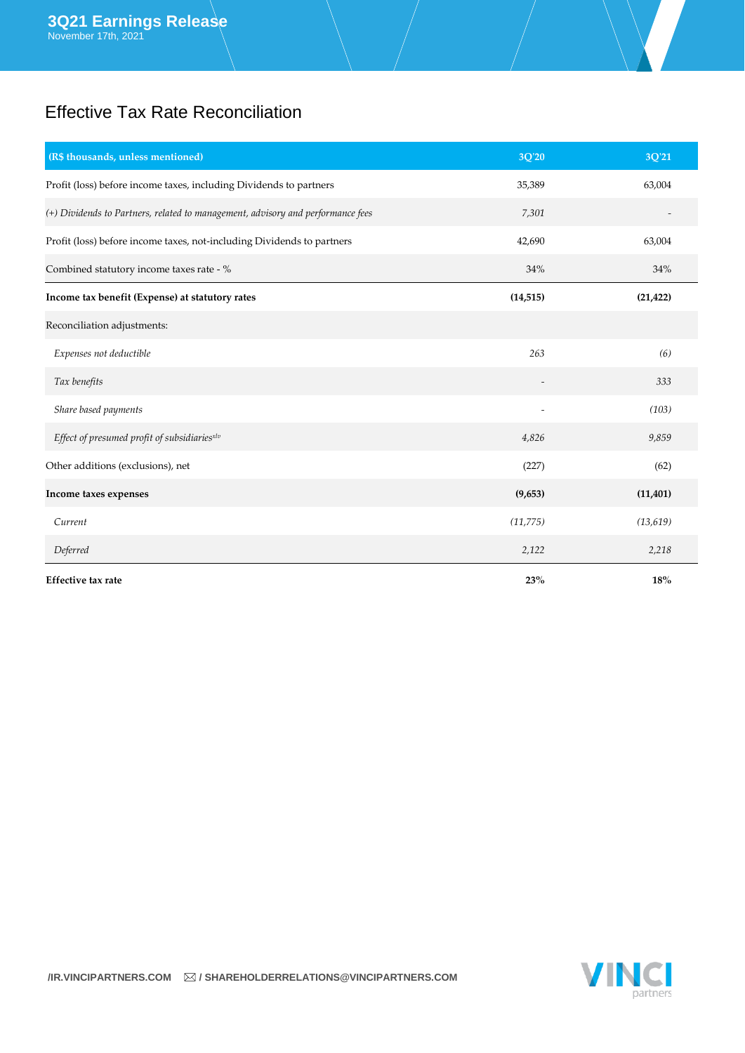# Effective Tax Rate Reconciliation

| (R$ thousands, unless mentioned) | 3Q'20 | 3Q'21 |
|---|---|---|
| Profit (loss) before income taxes, including Dividends to partners | 35,389 | 63,004 |
| *(+) Dividends to Partners, related to management, advisory and performance fees* | *7,301* | - |
| Profit (loss) before income taxes, not-including Dividends to partners | 42,690 | 63,004 |
| Combined statutory income taxes rate - % | 34% | 34% |
| **Income tax benefit (Expense) at statutory rates** | **(14,515)** | **(21,422)** |
| Reconciliation adjustments: | | |
| *Expenses not deductible* | *263* | *(6)* |
| *Tax benefits* | - | *333* |
| *Share based payments* | - | *(103)* |
| *Effect of presumed profit of subsidiaries*[xlv] | *4,826* | *9,859* |
| Other additions (exclusions), net | (227) | (62) |
| **Income taxes expenses** | **(9,653)** | **(11,401)** |
| *Current* | *(11,775)* | *(13,619)* |
| *Deferred* | *2,122* | *2,218* |
| **Effective tax rate** | **23%** | **18%** |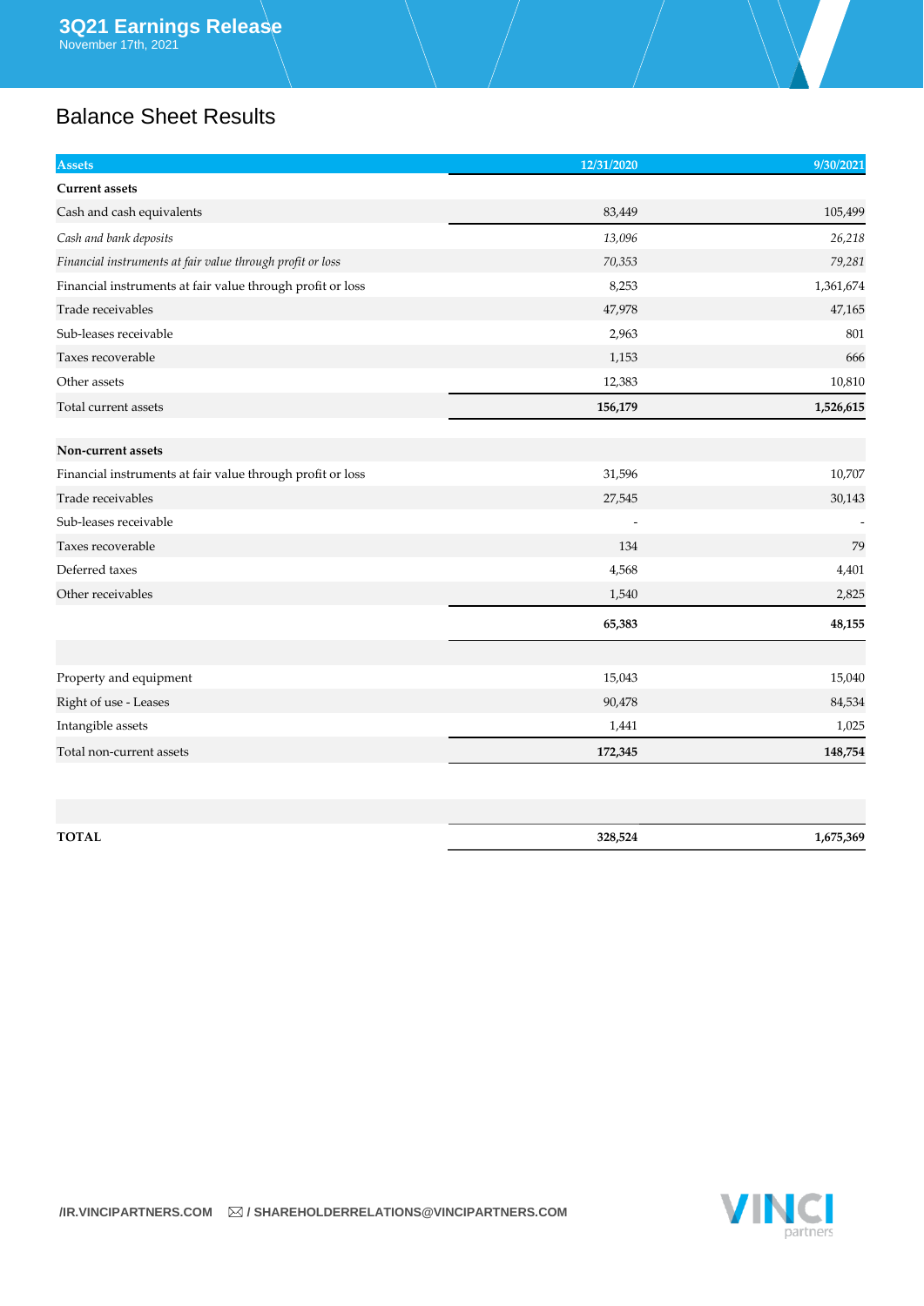## Balance Sheet Results

| Assets | 12/31/2020 | 9/30/2021 |
|---|---|---|
| **Current assets** | | |
| Cash and cash equivalents | 83,449 | 105,499 |
| *Cash and bank deposits* | *13,096* | *26,218* |
| *Financial instruments at fair value through profit or loss* | *70,353* | *79,281* |
| Financial instruments at fair value through profit or loss | 8,253 | 1,361,674 |
| Trade receivables | 47,978 | 47,165 |
| Sub-leases receivable | 2,963 | 801 |
| Taxes recoverable | 1,153 | 666 |
| Other assets | 12,383 | 10,810 |
| Total current assets | **156,179** | **1,526,615** |
| | | |
| **Non-current assets** | | |
| Financial instruments at fair value through profit or loss | 31,596 | 10,707 |
| Trade receivables | 27,545 | 30,143 |
| Sub-leases receivable | - | - |
| Taxes recoverable | 134 | 79 |
| Deferred taxes | 4,568 | 4,401 |
| Other receivables | 1,540 | 2,825 |
| | **65,383** | **48,155** |
| | | |
| Property and equipment | 15,043 | 15,040 |
| Right of use - Leases | 90,478 | 84,534 |
| Intangible assets | 1,441 | 1,025 |
| Total non-current assets | **172,345** | **148,754** |
| | | |
| **TOTAL** | **328,524** | **1,675,369** |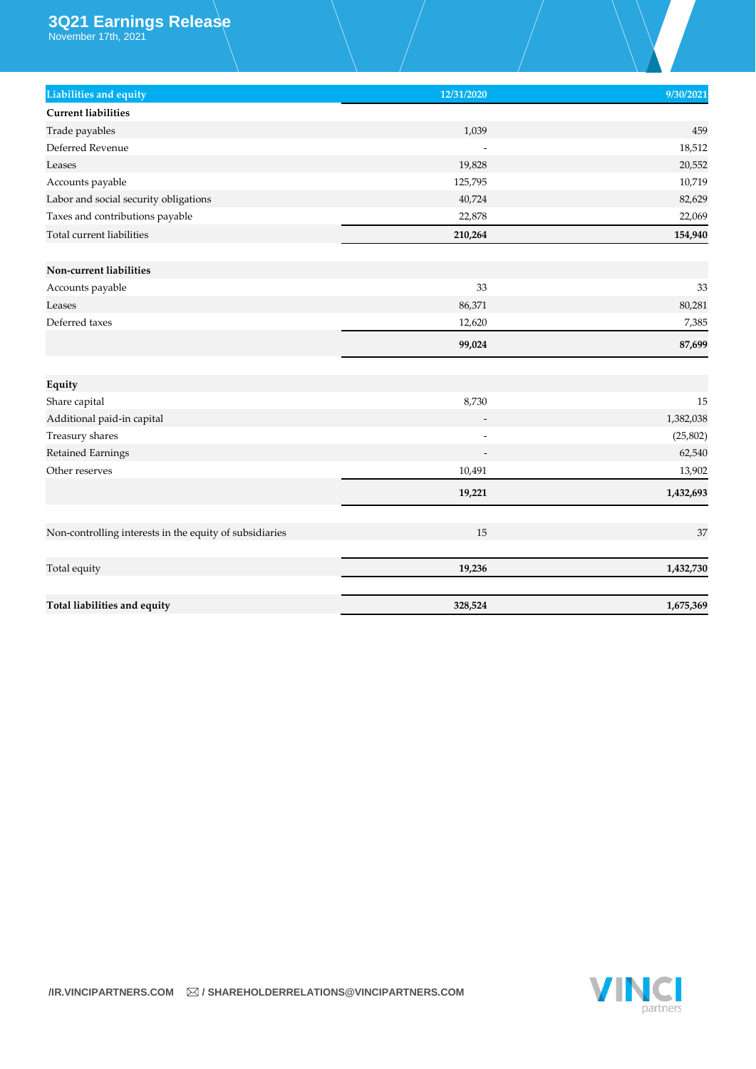| Liabilities and equity | 12/31/2020 | 9/30/2021 |
|---|---|---|
| **Current liabilities** | | |
| Trade payables | 1,039 | 459 |
| Deferred Revenue | - | 18,512 |
| Leases | 19,828 | 20,552 |
| Accounts payable | 125,795 | 10,719 |
| Labor and social security obligations | 40,724 | 82,629 |
| Taxes and contributions payable | 22,878 | 22,069 |
| Total current liabilities | **210,264** | **154,940** |
| | | |
| **Non-current liabilities** | | |
| Accounts payable | 33 | 33 |
| Leases | 86,371 | 80,281 |
| Deferred taxes | 12,620 | 7,385 |
| | **99,024** | **87,699** |
| | | |
| **Equity** | | |
| Share capital | 8,730 | 15 |
| Additional paid-in capital | - | 1,382,038 |
| Treasury shares | - | (25,802) |
| Retained Earnings | - | 62,540 |
| Other reserves | 10,491 | 13,902 |
| | **19,221** | **1,432,693** |
| | | |
| Non-controlling interests in the equity of subsidiaries | 15 | 37 |
| | | |
| Total equity | **19,236** | **1,432,730** |
| | | |
| **Total liabilities and equity** | **328,524** | **1,675,369** |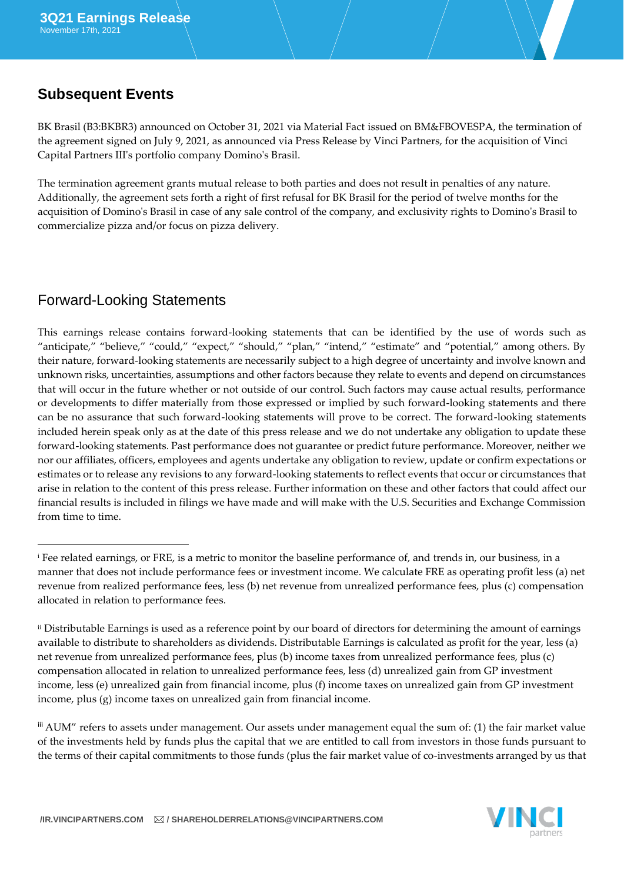## Subsequent Events

BK Brasil (B3:BKBR3) announced on October 31, 2021 via Material Fact issued on BM&FBOVESPA, the termination of the agreement signed on July 9, 2021, as announced via Press Release by Vinci Partners, for the acquisition of Vinci Capital Partners III's portfolio company Domino's Brasil.

The termination agreement grants mutual release to both parties and does not result in penalties of any nature. Additionally, the agreement sets forth a right of first refusal for BK Brasil for the period of twelve months for the acquisition of Domino's Brasil in case of any sale control of the company, and exclusivity rights to Domino's Brasil to commercialize pizza and/or focus on pizza delivery.

## Forward-Looking Statements

This earnings release contains forward-looking statements that can be identified by the use of words such as "anticipate," "believe," "could," "expect," "should," "plan," "intend," "estimate" and "potential," among others. By their nature, forward-looking statements are necessarily subject to a high degree of uncertainty and involve known and unknown risks, uncertainties, assumptions and other factors because they relate to events and depend on circumstances that will occur in the future whether or not outside of our control. Such factors may cause actual results, performance or developments to differ materially from those expressed or implied by such forward-looking statements and there can be no assurance that such forward-looking statements will prove to be correct. The forward-looking statements included herein speak only as at the date of this press release and we do not undertake any obligation to update these forward-looking statements. Past performance does not guarantee or predict future performance. Moreover, neither we nor our affiliates, officers, employees and agents undertake any obligation to review, update or confirm expectations or estimates or to release any revisions to any forward-looking statements to reflect events that occur or circumstances that arise in relation to the content of this press release. Further information on these and other factors that could affect our financial results is included in filings we have made and will make with the U.S. Securities and Exchange Commission from time to time.

---

[i] Fee related earnings, or FRE, is a metric to monitor the baseline performance of, and trends in, our business, in a manner that does not include performance fees or investment income. We calculate FRE as operating profit less (a) net revenue from realized performance fees, less (b) net revenue from unrealized performance fees, plus (c) compensation allocated in relation to performance fees.

[ii] Distributable Earnings is used as a reference point by our board of directors for determining the amount of earnings available to distribute to shareholders as dividends. Distributable Earnings is calculated as profit for the year, less (a) net revenue from unrealized performance fees, plus (b) income taxes from unrealized performance fees, plus (c) compensation allocated in relation to unrealized performance fees, less (d) unrealized gain from GP investment income, less (e) unrealized gain from financial income, plus (f) income taxes on unrealized gain from GP investment income, plus (g) income taxes on unrealized gain from financial income.

[iii] AUM" refers to assets under management. Our assets under management equal the sum of: (1) the fair market value of the investments held by funds plus the capital that we are entitled to call from investors in those funds pursuant to the terms of their capital commitments to those funds (plus the fair market value of co-investments arranged by us that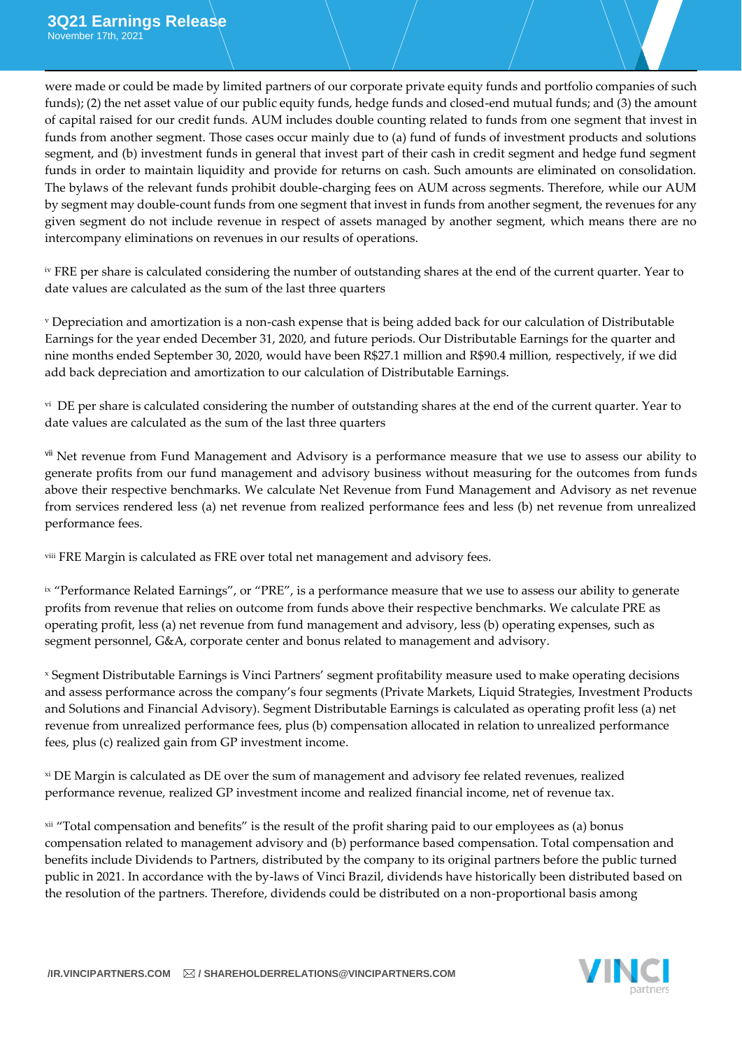were made or could be made by limited partners of our corporate private equity funds and portfolio companies of such funds); (2) the net asset value of our public equity funds, hedge funds and closed-end mutual funds; and (3) the amount of capital raised for our credit funds. AUM includes double counting related to funds from one segment that invest in funds from another segment. Those cases occur mainly due to (a) fund of funds of investment products and solutions segment, and (b) investment funds in general that invest part of their cash in credit segment and hedge fund segment funds in order to maintain liquidity and provide for returns on cash. Such amounts are eliminated on consolidation. The bylaws of the relevant funds prohibit double-charging fees on AUM across segments. Therefore, while our AUM by segment may double-count funds from one segment that invest in funds from another segment, the revenues for any given segment do not include revenue in respect of assets managed by another segment, which means there are no intercompany eliminations on revenues in our results of operations.

[iv] FRE per share is calculated considering the number of outstanding shares at the end of the current quarter. Year to date values are calculated as the sum of the last three quarters

[v] Depreciation and amortization is a non-cash expense that is being added back for our calculation of Distributable Earnings for the year ended December 31, 2020, and future periods. Our Distributable Earnings for the quarter and nine months ended September 30, 2020, would have been R$27.1 million and R$90.4 million, respectively, if we did add back depreciation and amortization to our calculation of Distributable Earnings.

[vi] DE per share is calculated considering the number of outstanding shares at the end of the current quarter. Year to date values are calculated as the sum of the last three quarters

[vii] Net revenue from Fund Management and Advisory is a performance measure that we use to assess our ability to generate profits from our fund management and advisory business without measuring for the outcomes from funds above their respective benchmarks. We calculate Net Revenue from Fund Management and Advisory as net revenue from services rendered less (a) net revenue from realized performance fees and less (b) net revenue from unrealized performance fees.

[viii] FRE Margin is calculated as FRE over total net management and advisory fees.

[ix] "Performance Related Earnings", or "PRE", is a performance measure that we use to assess our ability to generate profits from revenue that relies on outcome from funds above their respective benchmarks. We calculate PRE as operating profit, less (a) net revenue from fund management and advisory, less (b) operating expenses, such as segment personnel, G&A, corporate center and bonus related to management and advisory.

[x] Segment Distributable Earnings is Vinci Partners' segment profitability measure used to make operating decisions and assess performance across the company's four segments (Private Markets, Liquid Strategies, Investment Products and Solutions and Financial Advisory). Segment Distributable Earnings is calculated as operating profit less (a) net revenue from unrealized performance fees, plus (b) compensation allocated in relation to unrealized performance fees, plus (c) realized gain from GP investment income.

[xi] DE Margin is calculated as DE over the sum of management and advisory fee related revenues, realized performance revenue, realized GP investment income and realized financial income, net of revenue tax.

[xii] "Total compensation and benefits" is the result of the profit sharing paid to our employees as (a) bonus compensation related to management advisory and (b) performance based compensation. Total compensation and benefits include Dividends to Partners, distributed by the company to its original partners before the public turned public in 2021. In accordance with the by-laws of Vinci Brazil, dividends have historically been distributed based on the resolution of the partners. Therefore, dividends could be distributed on a non-proportional basis among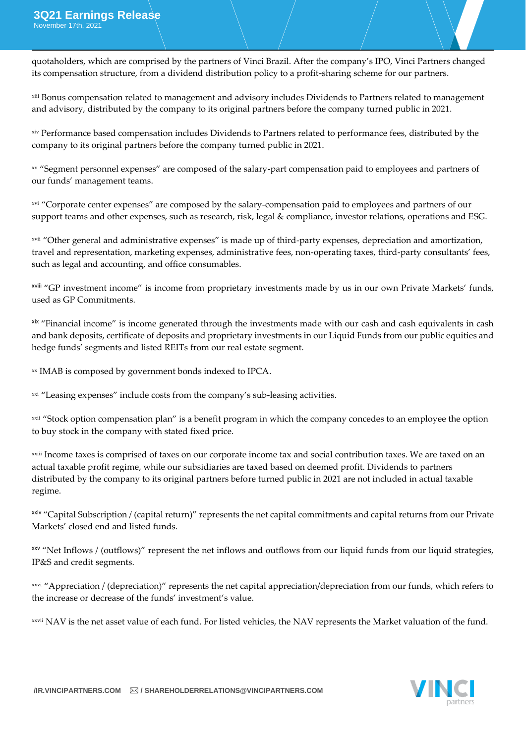quotaholders, which are comprised by the partners of Vinci Brazil. After the company's IPO, Vinci Partners changed its compensation structure, from a dividend distribution policy to a profit-sharing scheme for our partners.

[xiii] Bonus compensation related to management and advisory includes Dividends to Partners related to management and advisory, distributed by the company to its original partners before the company turned public in 2021.

[xiv] Performance based compensation includes Dividends to Partners related to performance fees, distributed by the company to its original partners before the company turned public in 2021.

[xv] "Segment personnel expenses" are composed of the salary-part compensation paid to employees and partners of our funds' management teams.

[xvi] "Corporate center expenses" are composed by the salary-compensation paid to employees and partners of our support teams and other expenses, such as research, risk, legal & compliance, investor relations, operations and ESG.

[xvii] "Other general and administrative expenses" is made up of third-party expenses, depreciation and amortization, travel and representation, marketing expenses, administrative fees, non-operating taxes, third-party consultants' fees, such as legal and accounting, and office consumables.

[xviii] "GP investment income" is income from proprietary investments made by us in our own Private Markets' funds, used as GP Commitments.

[xix] "Financial income" is income generated through the investments made with our cash and cash equivalents in cash and bank deposits, certificate of deposits and proprietary investments in our Liquid Funds from our public equities and hedge funds' segments and listed REITs from our real estate segment.

[xx] IMAB is composed by government bonds indexed to IPCA.

[xxi] "Leasing expenses" include costs from the company's sub-leasing activities.

[xxii] "Stock option compensation plan" is a benefit program in which the company concedes to an employee the option to buy stock in the company with stated fixed price.

[xxiii] Income taxes is comprised of taxes on our corporate income tax and social contribution taxes. We are taxed on an actual taxable profit regime, while our subsidiaries are taxed based on deemed profit. Dividends to partners distributed by the company to its original partners before turned public in 2021 are not included in actual taxable regime.

[xxiv] "Capital Subscription / (capital return)" represents the net capital commitments and capital returns from our Private Markets' closed end and listed funds.

[xxv] "Net Inflows / (outflows)" represent the net inflows and outflows from our liquid funds from our liquid strategies, IP&S and credit segments.

[xxvi] "Appreciation / (depreciation)" represents the net capital appreciation/depreciation from our funds, which refers to the increase or decrease of the funds' investment's value.

[xxvii] NAV is the net asset value of each fund. For listed vehicles, the NAV represents the Market valuation of the fund.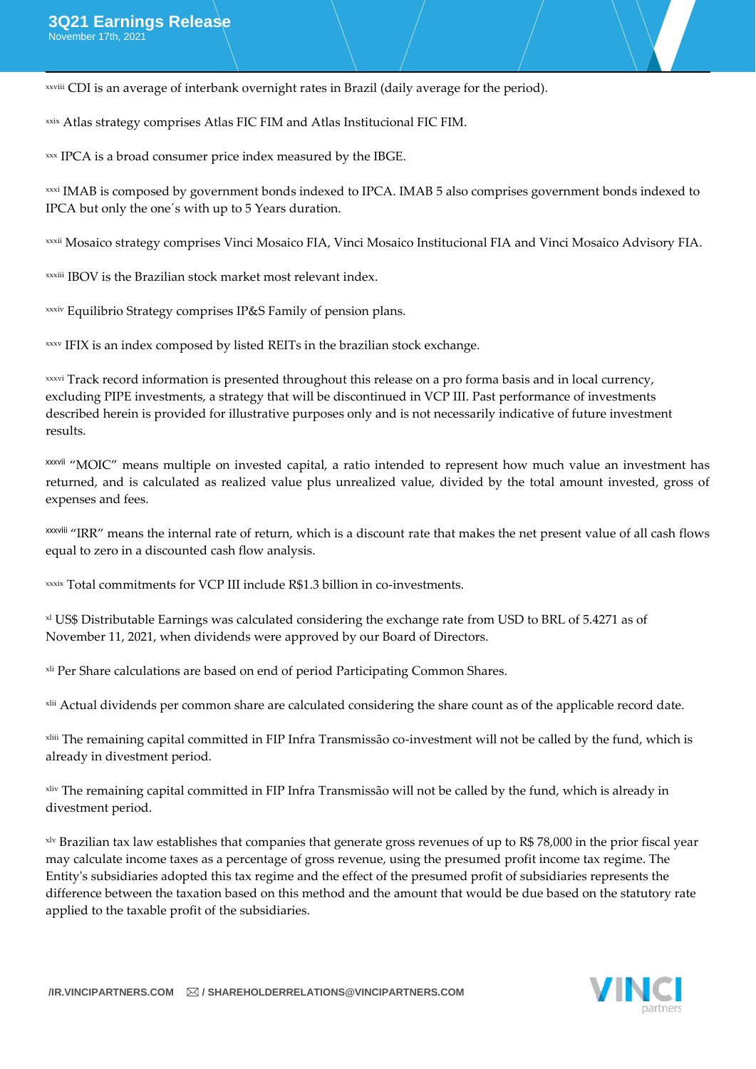[xxviii] CDI is an average of interbank overnight rates in Brazil (daily average for the period).

[xxix] Atlas strategy comprises Atlas FIC FIM and Atlas Institucional FIC FIM.

[xxx] IPCA is a broad consumer price index measured by the IBGE.

[xxxi] IMAB is composed by government bonds indexed to IPCA. IMAB 5 also comprises government bonds indexed to IPCA but only the one´s with up to 5 Years duration.

[xxxii] Mosaico strategy comprises Vinci Mosaico FIA, Vinci Mosaico Institucional FIA and Vinci Mosaico Advisory FIA.

[xxxiii] IBOV is the Brazilian stock market most relevant index.

[xxxiv] Equilibrio Strategy comprises IP&S Family of pension plans.

[xxxv] IFIX is an index composed by listed REITs in the brazilian stock exchange.

[xxxvi] Track record information is presented throughout this release on a pro forma basis and in local currency, excluding PIPE investments, a strategy that will be discontinued in VCP III. Past performance of investments described herein is provided for illustrative purposes only and is not necessarily indicative of future investment results.

[xxxvii] "MOIC" means multiple on invested capital, a ratio intended to represent how much value an investment has returned, and is calculated as realized value plus unrealized value, divided by the total amount invested, gross of expenses and fees.

[xxxviii] "IRR" means the internal rate of return, which is a discount rate that makes the net present value of all cash flows equal to zero in a discounted cash flow analysis.

[xxxix] Total commitments for VCP III include R$1.3 billion in co-investments.

[xl] US$ Distributable Earnings was calculated considering the exchange rate from USD to BRL of 5.4271 as of November 11, 2021, when dividends were approved by our Board of Directors.

[xli] Per Share calculations are based on end of period Participating Common Shares.

[xlii] Actual dividends per common share are calculated considering the share count as of the applicable record date.

[xliii] The remaining capital committed in FIP Infra Transmissão co-investment will not be called by the fund, which is already in divestment period.

[xliv] The remaining capital committed in FIP Infra Transmissão will not be called by the fund, which is already in divestment period.

[xlv] Brazilian tax law establishes that companies that generate gross revenues of up to R$ 78,000 in the prior fiscal year may calculate income taxes as a percentage of gross revenue, using the presumed profit income tax regime. The Entity's subsidiaries adopted this tax regime and the effect of the presumed profit of subsidiaries represents the difference between the taxation based on this method and the amount that would be due based on the statutory rate applied to the taxable profit of the subsidiaries.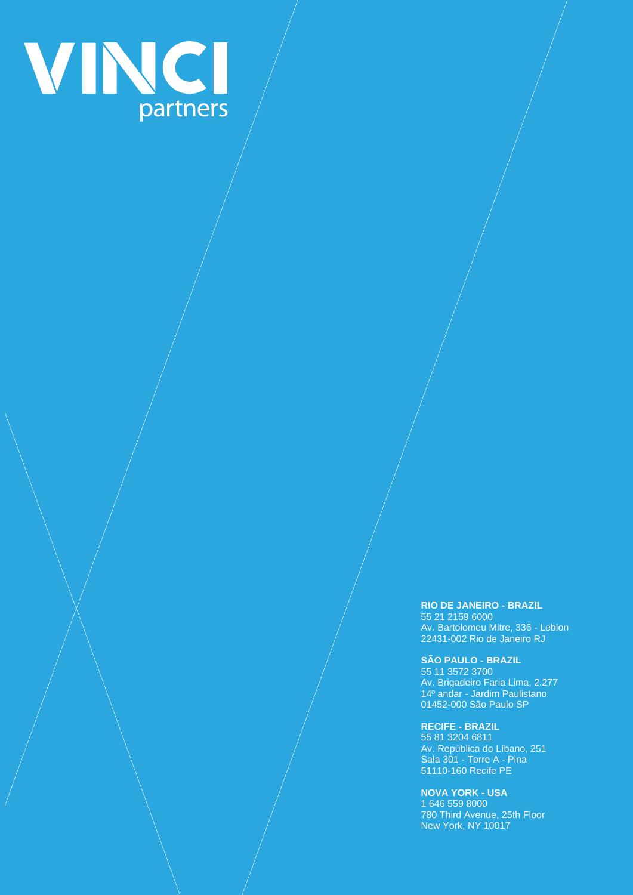VINCI partners

**RIO DE JANEIRO - BRAZIL**
55 21 2159 6000
Av. Bartolomeu Mitre, 336 - Leblon
22431-002 Rio de Janeiro RJ

**SÃO PAULO - BRAZIL**
55 11 3572 3700
Av. Brigadeiro Faria Lima, 2.277
14º andar - Jardim Paulistano
01452-000 São Paulo SP

**RECIFE - BRAZIL**
55 81 3204 6811
Av. República do Líbano, 251
Sala 301 - Torre A - Pina
51110-160 Recife PE

**NOVA YORK - USA**
1 646 559 8000
780 Third Avenue, 25th Floor
New York, NY 10017